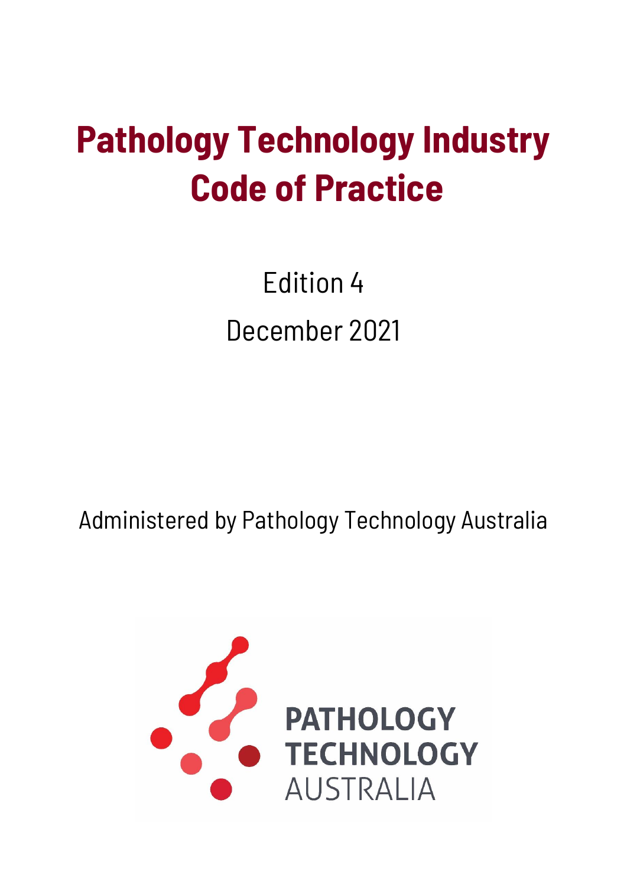# Pathology Technology Industry Code of Practice

Edition 4

December 2021

Administered by Pathology Technology Australia

PATHOLOGY TECHNOLOGY AUSTRALIA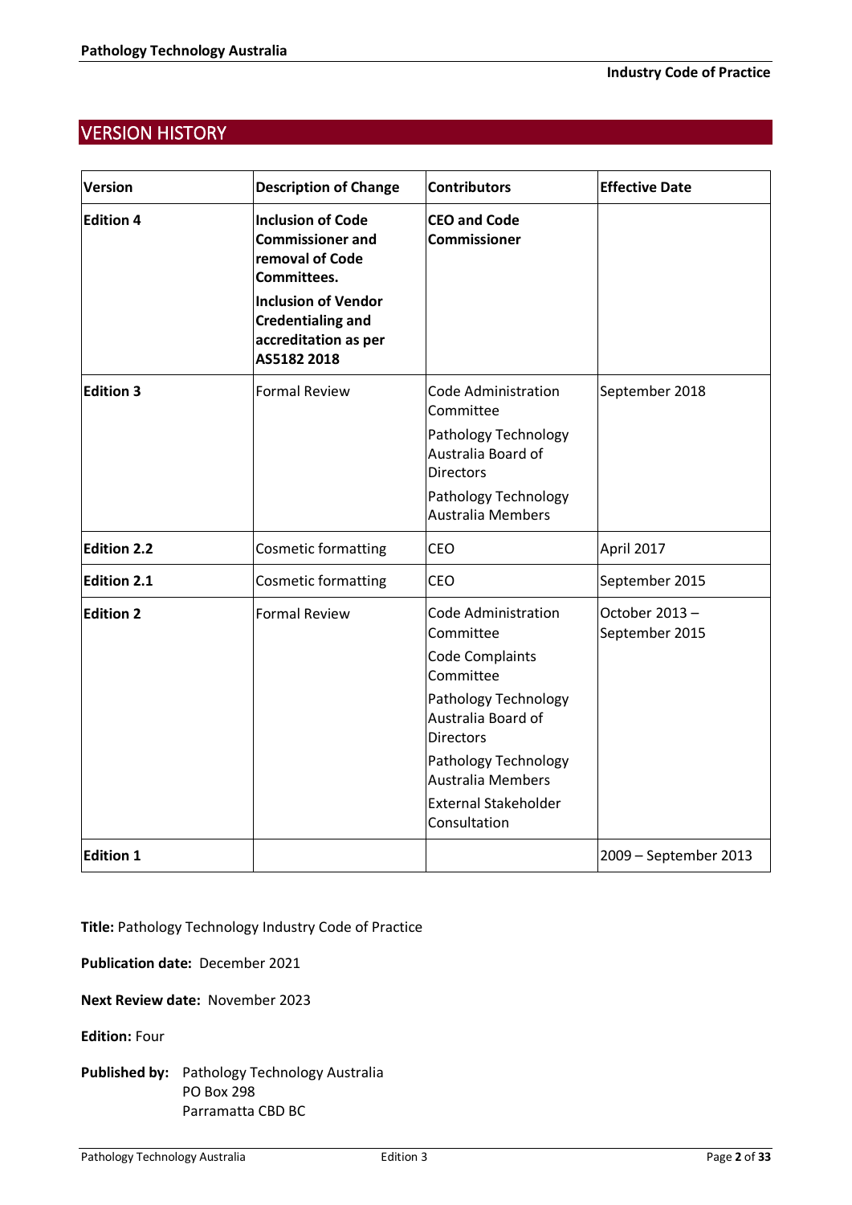# VERSION HISTORY

| Version | Description of Change | Contributors | Effective Date |
|---|---|---|---|
| **Edition 4** | **Inclusion of Code Commissioner and removal of Code Committees.** **Inclusion of Vendor Credentialing and accreditation as per AS5182 2018** | **CEO and Code Commissioner** | |
| **Edition 3** | Formal Review | Code Administration Committee; Pathology Technology Australia Board of Directors; Pathology Technology Australia Members | September 2018 |
| **Edition 2.2** | Cosmetic formatting | CEO | April 2017 |
| **Edition 2.1** | Cosmetic formatting | CEO | September 2015 |
| **Edition 2** | Formal Review | Code Administration Committee; Code Complaints Committee; Pathology Technology Australia Board of Directors; Pathology Technology Australia Members; External Stakeholder Consultation | October 2013 – September 2015 |
| **Edition 1** | | | 2009 – September 2013 |

**Title:** Pathology Technology Industry Code of Practice

**Publication date:** December 2021

**Next Review date:** November 2023

**Edition:** Four

**Published by:** Pathology Technology Australia
PO Box 298
Parramatta CBD BC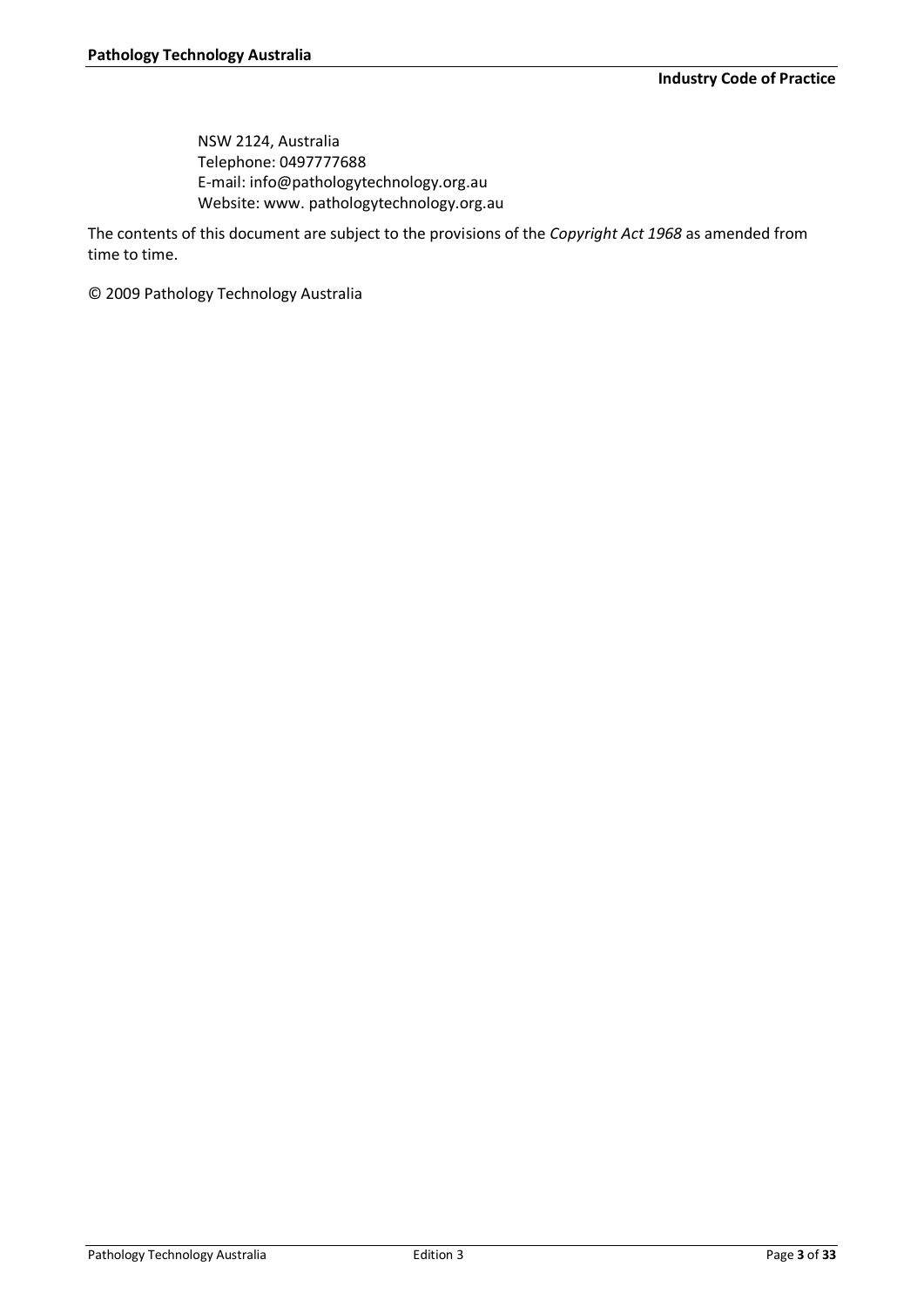NSW 2124, Australia
Telephone: 0497777688
E-mail: info@pathologytechnology.org.au
Website: www. pathologytechnology.org.au

The contents of this document are subject to the provisions of the *Copyright Act 1968* as amended from time to time.

© 2009 Pathology Technology Australia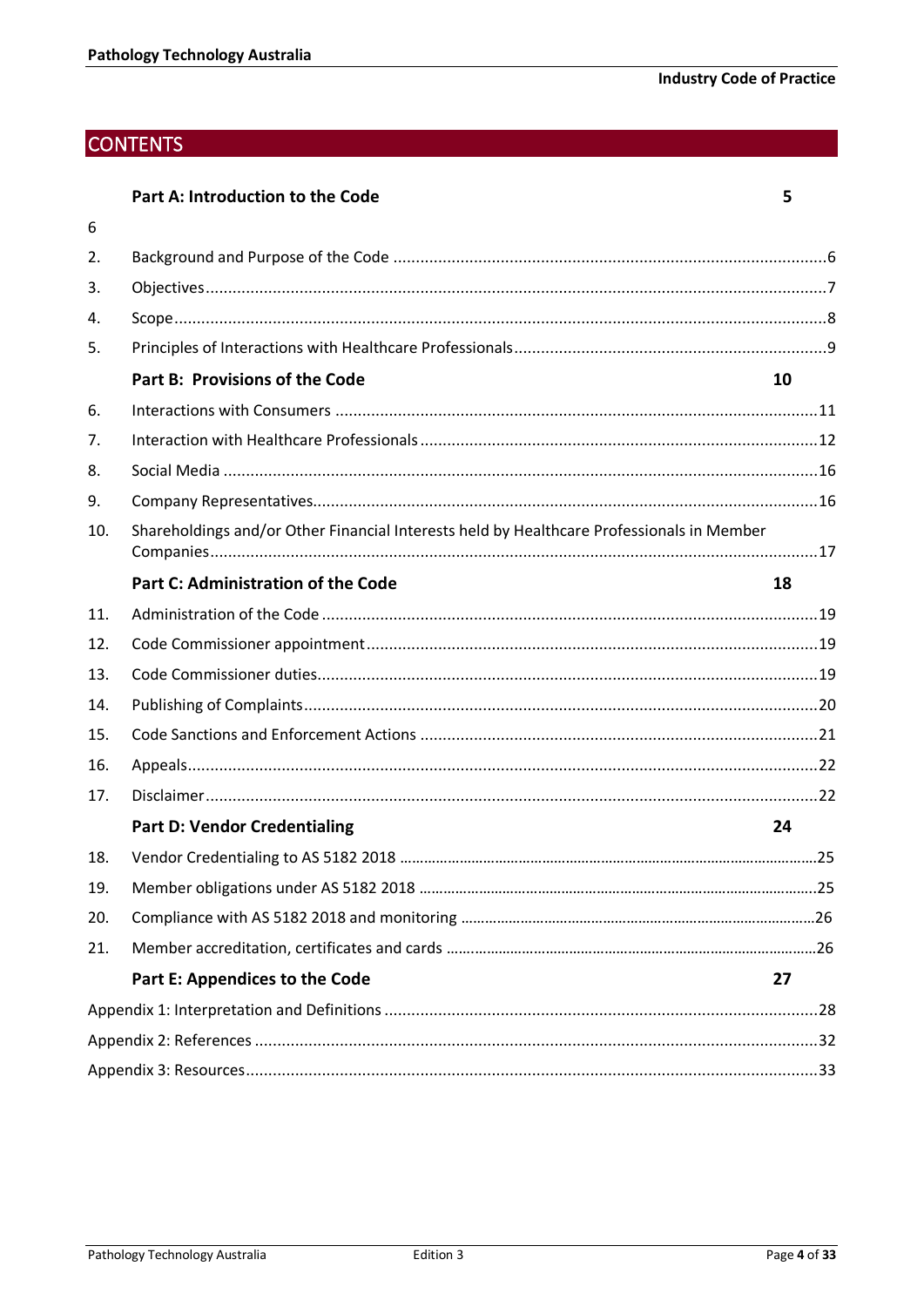# CONTENTS

**Part A: Introduction to the Code** 5

6

2. Background and Purpose of the Code ....6
3. Objectives ....7
4. Scope ....8
5. Principles of Interactions with Healthcare Professionals ....9

**Part B: Provisions of the Code** 10

6. Interactions with Consumers ....11
7. Interaction with Healthcare Professionals ....12
8. Social Media ....16
9. Company Representatives ....16
10. Shareholdings and/or Other Financial Interests held by Healthcare Professionals in Member Companies ....17

**Part C: Administration of the Code** 18

11. Administration of the Code ....19
12. Code Commissioner appointment ....19
13. Code Commissioner duties ....19
14. Publishing of Complaints ....20
15. Code Sanctions and Enforcement Actions ....21
16. Appeals ....22
17. Disclaimer ....22

**Part D: Vendor Credentialing** 24

18. Vendor Credentialing to AS 5182 2018 ....25
19. Member obligations under AS 5182 2018 ....25
20. Compliance with AS 5182 2018 and monitoring ....26
21. Member accreditation, certificates and cards ....26

**Part E: Appendices to the Code** 27

Appendix 1: Interpretation and Definitions ....28

Appendix 2: References ....32

Appendix 3: Resources ....33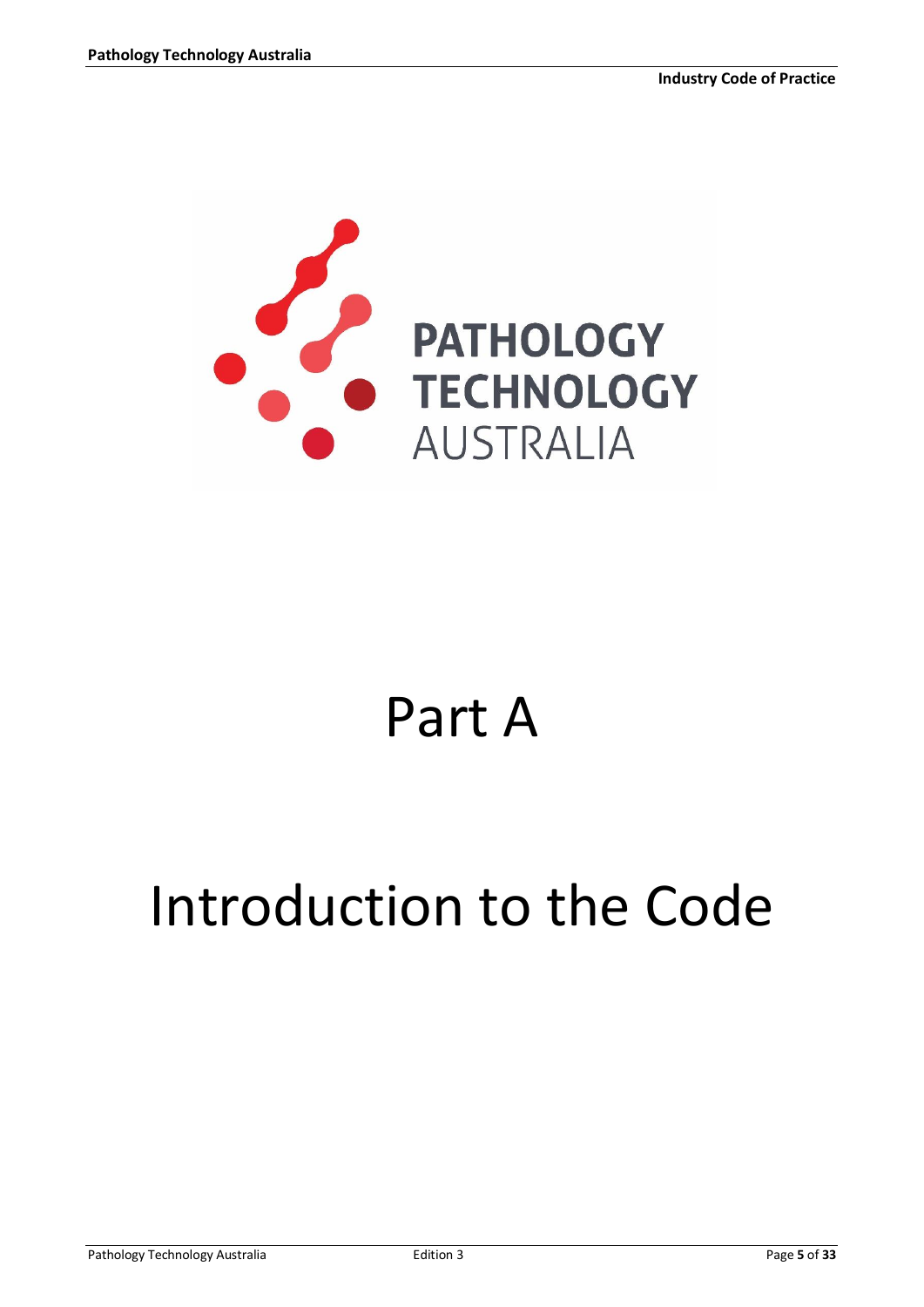# Part A

# Introduction to the Code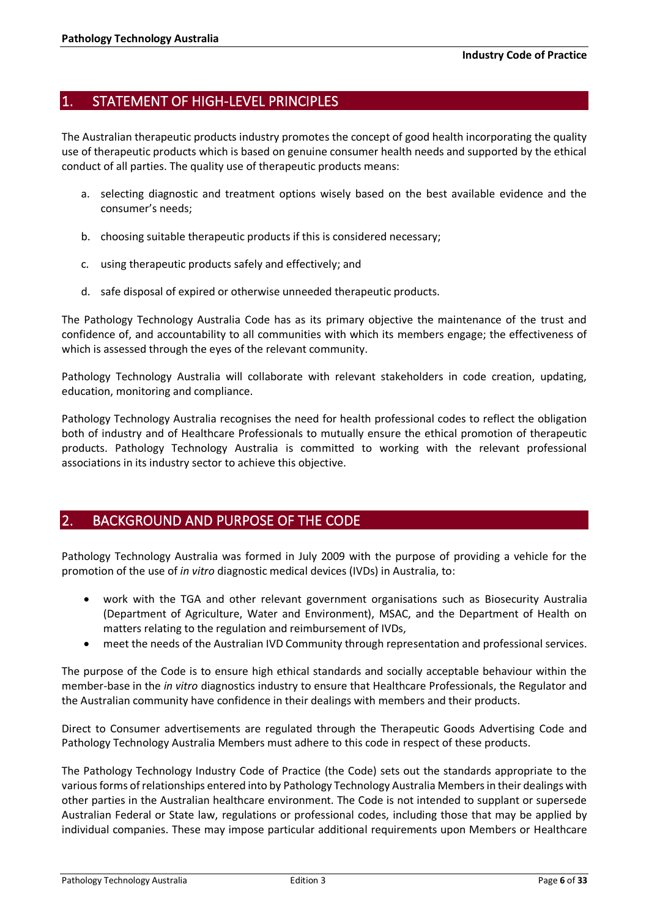## 1. STATEMENT OF HIGH-LEVEL PRINCIPLES

The Australian therapeutic products industry promotes the concept of good health incorporating the quality use of therapeutic products which is based on genuine consumer health needs and supported by the ethical conduct of all parties. The quality use of therapeutic products means:

a. selecting diagnostic and treatment options wisely based on the best available evidence and the consumer's needs;

b. choosing suitable therapeutic products if this is considered necessary;

c. using therapeutic products safely and effectively; and

d. safe disposal of expired or otherwise unneeded therapeutic products.

The Pathology Technology Australia Code has as its primary objective the maintenance of the trust and confidence of, and accountability to all communities with which its members engage; the effectiveness of which is assessed through the eyes of the relevant community.

Pathology Technology Australia will collaborate with relevant stakeholders in code creation, updating, education, monitoring and compliance.

Pathology Technology Australia recognises the need for health professional codes to reflect the obligation both of industry and of Healthcare Professionals to mutually ensure the ethical promotion of therapeutic products. Pathology Technology Australia is committed to working with the relevant professional associations in its industry sector to achieve this objective.

## 2. BACKGROUND AND PURPOSE OF THE CODE

Pathology Technology Australia was formed in July 2009 with the purpose of providing a vehicle for the promotion of the use of *in vitro* diagnostic medical devices (IVDs) in Australia, to:

- work with the TGA and other relevant government organisations such as Biosecurity Australia (Department of Agriculture, Water and Environment), MSAC, and the Department of Health on matters relating to the regulation and reimbursement of IVDs,
- meet the needs of the Australian IVD Community through representation and professional services.

The purpose of the Code is to ensure high ethical standards and socially acceptable behaviour within the member-base in the *in vitro* diagnostics industry to ensure that Healthcare Professionals, the Regulator and the Australian community have confidence in their dealings with members and their products.

Direct to Consumer advertisements are regulated through the Therapeutic Goods Advertising Code and Pathology Technology Australia Members must adhere to this code in respect of these products.

The Pathology Technology Industry Code of Practice (the Code) sets out the standards appropriate to the various forms of relationships entered into by Pathology Technology Australia Members in their dealings with other parties in the Australian healthcare environment. The Code is not intended to supplant or supersede Australian Federal or State law, regulations or professional codes, including those that may be applied by individual companies. These may impose particular additional requirements upon Members or Healthcare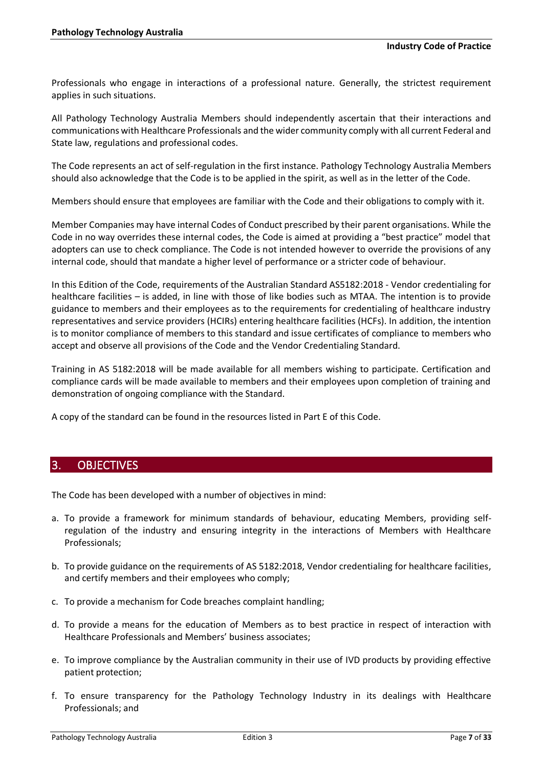Professionals who engage in interactions of a professional nature. Generally, the strictest requirement applies in such situations.

All Pathology Technology Australia Members should independently ascertain that their interactions and communications with Healthcare Professionals and the wider community comply with all current Federal and State law, regulations and professional codes.

The Code represents an act of self-regulation in the first instance. Pathology Technology Australia Members should also acknowledge that the Code is to be applied in the spirit, as well as in the letter of the Code.

Members should ensure that employees are familiar with the Code and their obligations to comply with it.

Member Companies may have internal Codes of Conduct prescribed by their parent organisations. While the Code in no way overrides these internal codes, the Code is aimed at providing a "best practice" model that adopters can use to check compliance. The Code is not intended however to override the provisions of any internal code, should that mandate a higher level of performance or a stricter code of behaviour.

In this Edition of the Code, requirements of the Australian Standard AS5182:2018 - Vendor credentialing for healthcare facilities – is added, in line with those of like bodies such as MTAA. The intention is to provide guidance to members and their employees as to the requirements for credentialing of healthcare industry representatives and service providers (HCIRs) entering healthcare facilities (HCFs). In addition, the intention is to monitor compliance of members to this standard and issue certificates of compliance to members who accept and observe all provisions of the Code and the Vendor Credentialing Standard.

Training in AS 5182:2018 will be made available for all members wishing to participate. Certification and compliance cards will be made available to members and their employees upon completion of training and demonstration of ongoing compliance with the Standard.

A copy of the standard can be found in the resources listed in Part E of this Code.

## 3. OBJECTIVES

The Code has been developed with a number of objectives in mind:

a. To provide a framework for minimum standards of behaviour, educating Members, providing self-regulation of the industry and ensuring integrity in the interactions of Members with Healthcare Professionals;

b. To provide guidance on the requirements of AS 5182:2018, Vendor credentialing for healthcare facilities, and certify members and their employees who comply;

c. To provide a mechanism for Code breaches complaint handling;

d. To provide a means for the education of Members as to best practice in respect of interaction with Healthcare Professionals and Members' business associates;

e. To improve compliance by the Australian community in their use of IVD products by providing effective patient protection;

f. To ensure transparency for the Pathology Technology Industry in its dealings with Healthcare Professionals; and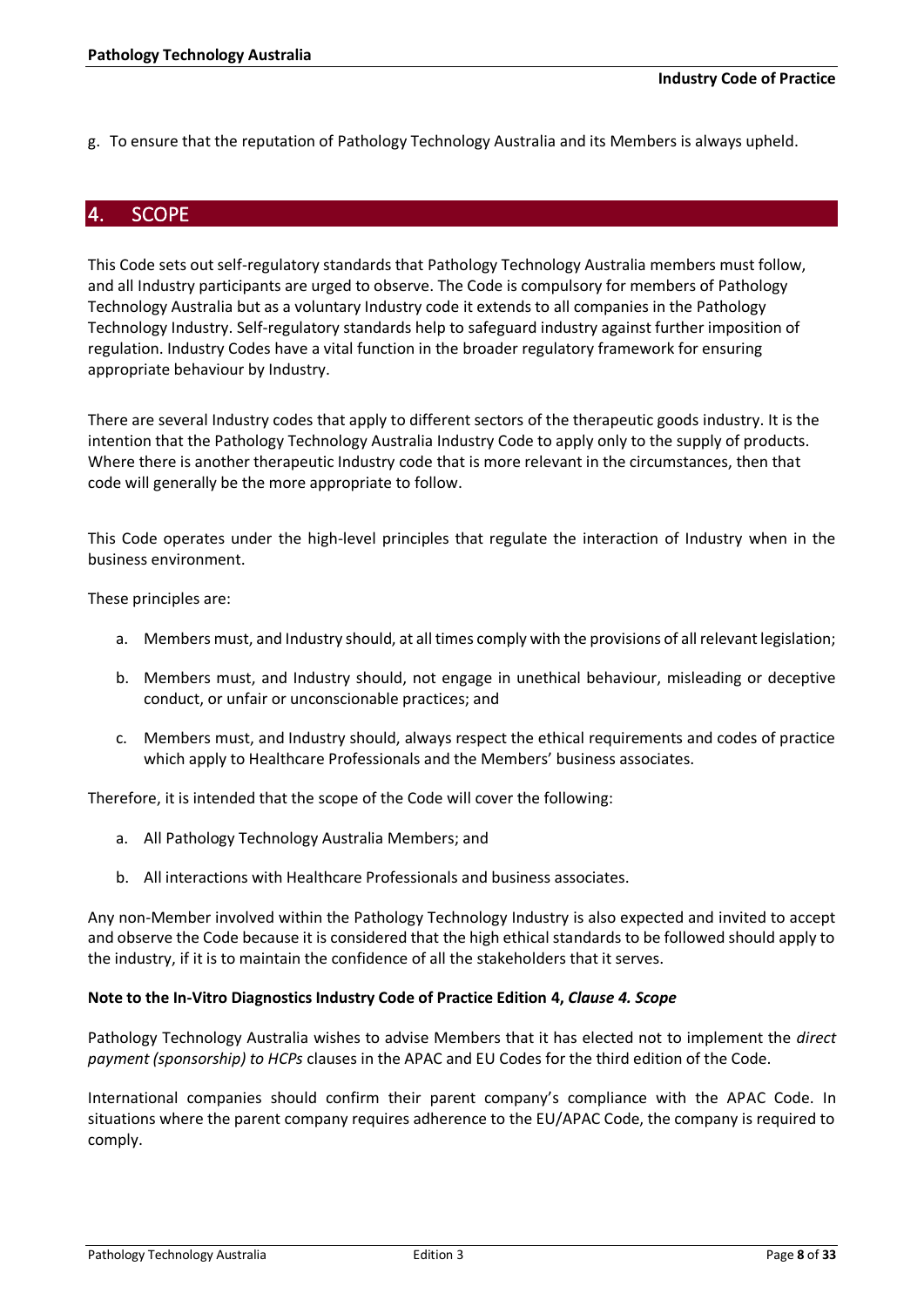g. To ensure that the reputation of Pathology Technology Australia and its Members is always upheld.

## 4. SCOPE

This Code sets out self-regulatory standards that Pathology Technology Australia members must follow, and all Industry participants are urged to observe. The Code is compulsory for members of Pathology Technology Australia but as a voluntary Industry code it extends to all companies in the Pathology Technology Industry. Self-regulatory standards help to safeguard industry against further imposition of regulation. Industry Codes have a vital function in the broader regulatory framework for ensuring appropriate behaviour by Industry.

There are several Industry codes that apply to different sectors of the therapeutic goods industry. It is the intention that the Pathology Technology Australia Industry Code to apply only to the supply of products. Where there is another therapeutic Industry code that is more relevant in the circumstances, then that code will generally be the more appropriate to follow.

This Code operates under the high-level principles that regulate the interaction of Industry when in the business environment.

These principles are:

a. Members must, and Industry should, at all times comply with the provisions of all relevant legislation;

b. Members must, and Industry should, not engage in unethical behaviour, misleading or deceptive conduct, or unfair or unconscionable practices; and

c. Members must, and Industry should, always respect the ethical requirements and codes of practice which apply to Healthcare Professionals and the Members' business associates.

Therefore, it is intended that the scope of the Code will cover the following:

a. All Pathology Technology Australia Members; and

b. All interactions with Healthcare Professionals and business associates.

Any non-Member involved within the Pathology Technology Industry is also expected and invited to accept and observe the Code because it is considered that the high ethical standards to be followed should apply to the industry, if it is to maintain the confidence of all the stakeholders that it serves.

**Note to the In-Vitro Diagnostics Industry Code of Practice Edition 4, *Clause 4. Scope***

Pathology Technology Australia wishes to advise Members that it has elected not to implement the *direct payment (sponsorship) to HCPs* clauses in the APAC and EU Codes for the third edition of the Code.

International companies should confirm their parent company's compliance with the APAC Code. In situations where the parent company requires adherence to the EU/APAC Code, the company is required to comply.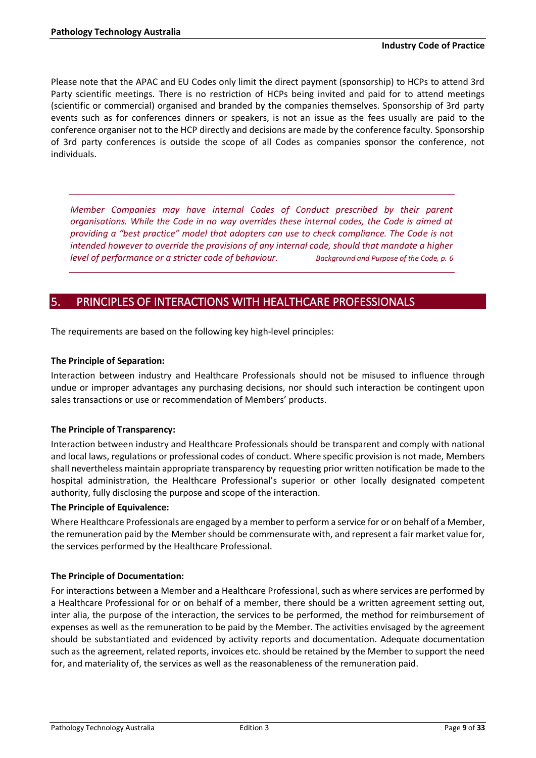Please note that the APAC and EU Codes only limit the direct payment (sponsorship) to HCPs to attend 3rd Party scientific meetings. There is no restriction of HCPs being invited and paid for to attend meetings (scientific or commercial) organised and branded by the companies themselves. Sponsorship of 3rd party events such as for conferences dinners or speakers, is not an issue as the fees usually are paid to the conference organiser not to the HCP directly and decisions are made by the conference faculty. Sponsorship of 3rd party conferences is outside the scope of all Codes as companies sponsor the conference, not individuals.

---

*Member Companies may have internal Codes of Conduct prescribed by their parent organisations. While the Code in no way overrides these internal codes, the Code is aimed at providing a "best practice" model that adopters can use to check compliance. The Code is not intended however to override the provisions of any internal code, should that mandate a higher level of performance or a stricter code of behaviour.* *Background and Purpose of the Code, p. 6*

---

## 5. PRINCIPLES OF INTERACTIONS WITH HEALTHCARE PROFESSIONALS

The requirements are based on the following key high-level principles:

**The Principle of Separation:**

Interaction between industry and Healthcare Professionals should not be misused to influence through undue or improper advantages any purchasing decisions, nor should such interaction be contingent upon sales transactions or use or recommendation of Members' products.

**The Principle of Transparency:**

Interaction between industry and Healthcare Professionals should be transparent and comply with national and local laws, regulations or professional codes of conduct. Where specific provision is not made, Members shall nevertheless maintain appropriate transparency by requesting prior written notification be made to the hospital administration, the Healthcare Professional's superior or other locally designated competent authority, fully disclosing the purpose and scope of the interaction.

**The Principle of Equivalence:**

Where Healthcare Professionals are engaged by a member to perform a service for or on behalf of a Member, the remuneration paid by the Member should be commensurate with, and represent a fair market value for, the services performed by the Healthcare Professional.

**The Principle of Documentation:**

For interactions between a Member and a Healthcare Professional, such as where services are performed by a Healthcare Professional for or on behalf of a member, there should be a written agreement setting out, inter alia, the purpose of the interaction, the services to be performed, the method for reimbursement of expenses as well as the remuneration to be paid by the Member. The activities envisaged by the agreement should be substantiated and evidenced by activity reports and documentation. Adequate documentation such as the agreement, related reports, invoices etc. should be retained by the Member to support the need for, and materiality of, the services as well as the reasonableness of the remuneration paid.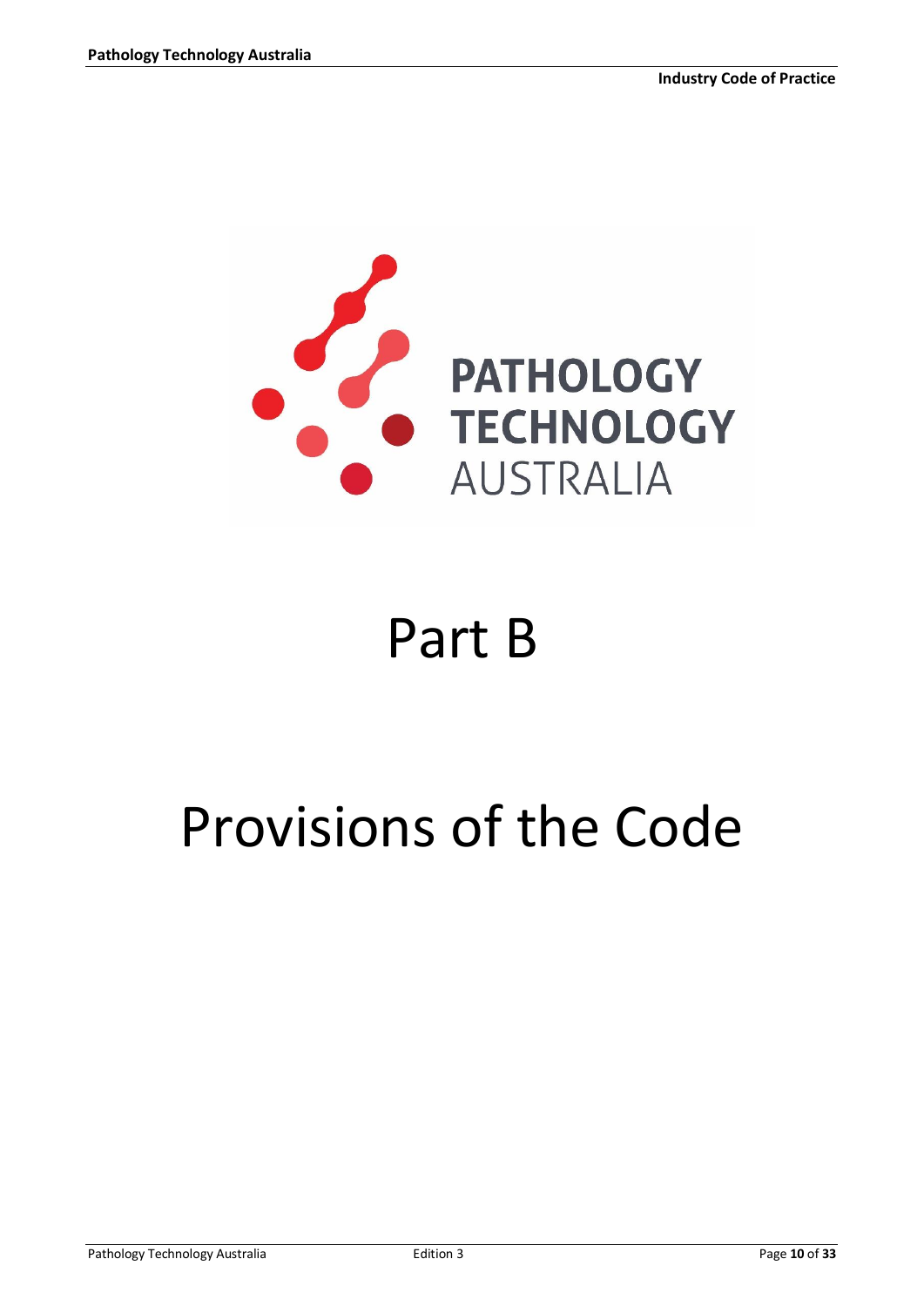# Part B

# Provisions of the Code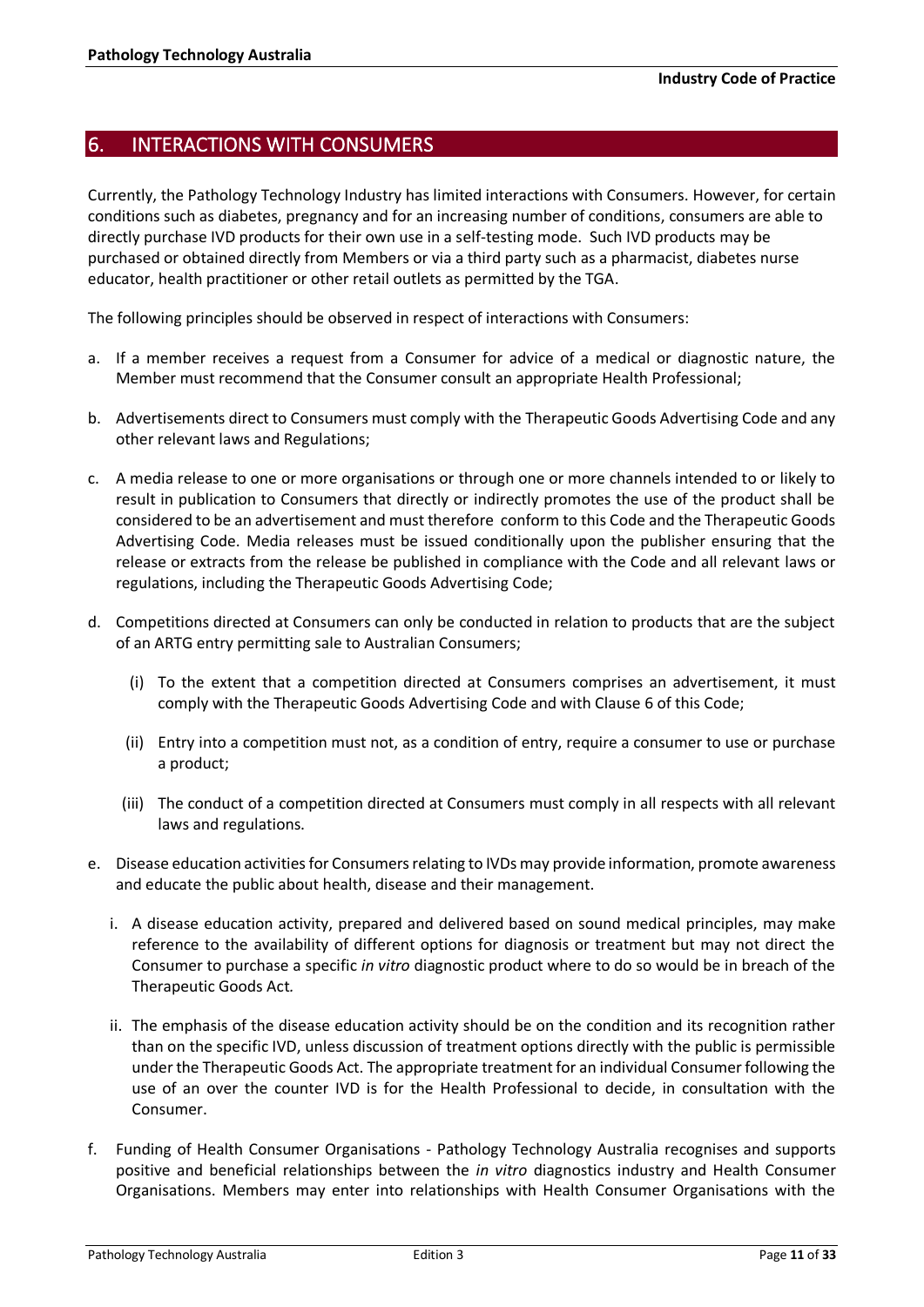## 6. INTERACTIONS WITH CONSUMERS

Currently, the Pathology Technology Industry has limited interactions with Consumers. However, for certain conditions such as diabetes, pregnancy and for an increasing number of conditions, consumers are able to directly purchase IVD products for their own use in a self-testing mode. Such IVD products may be purchased or obtained directly from Members or via a third party such as a pharmacist, diabetes nurse educator, health practitioner or other retail outlets as permitted by the TGA.

The following principles should be observed in respect of interactions with Consumers:

a. If a member receives a request from a Consumer for advice of a medical or diagnostic nature, the Member must recommend that the Consumer consult an appropriate Health Professional;

b. Advertisements direct to Consumers must comply with the Therapeutic Goods Advertising Code and any other relevant laws and Regulations;

c. A media release to one or more organisations or through one or more channels intended to or likely to result in publication to Consumers that directly or indirectly promotes the use of the product shall be considered to be an advertisement and must therefore conform to this Code and the Therapeutic Goods Advertising Code. Media releases must be issued conditionally upon the publisher ensuring that the release or extracts from the release be published in compliance with the Code and all relevant laws or regulations, including the Therapeutic Goods Advertising Code;

d. Competitions directed at Consumers can only be conducted in relation to products that are the subject of an ARTG entry permitting sale to Australian Consumers;

   (i) To the extent that a competition directed at Consumers comprises an advertisement, it must comply with the Therapeutic Goods Advertising Code and with Clause 6 of this Code;

   (ii) Entry into a competition must not, as a condition of entry, require a consumer to use or purchase a product;

   (iii) The conduct of a competition directed at Consumers must comply in all respects with all relevant laws and regulations.

e. Disease education activities for Consumers relating to IVDs may provide information, promote awareness and educate the public about health, disease and their management.

   i. A disease education activity, prepared and delivered based on sound medical principles, may make reference to the availability of different options for diagnosis or treatment but may not direct the Consumer to purchase a specific *in vitro* diagnostic product where to do so would be in breach of the Therapeutic Goods Act.

   ii. The emphasis of the disease education activity should be on the condition and its recognition rather than on the specific IVD, unless discussion of treatment options directly with the public is permissible under the Therapeutic Goods Act. The appropriate treatment for an individual Consumer following the use of an over the counter IVD is for the Health Professional to decide, in consultation with the Consumer.

f. Funding of Health Consumer Organisations - Pathology Technology Australia recognises and supports positive and beneficial relationships between the *in vitro* diagnostics industry and Health Consumer Organisations. Members may enter into relationships with Health Consumer Organisations with the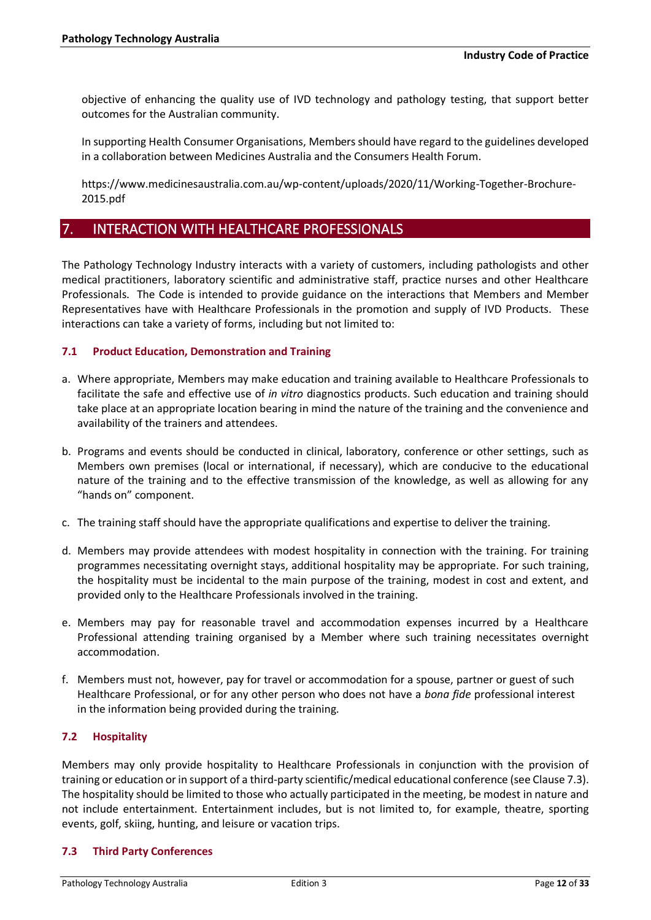objective of enhancing the quality use of IVD technology and pathology testing, that support better outcomes for the Australian community.

In supporting Health Consumer Organisations, Members should have regard to the guidelines developed in a collaboration between Medicines Australia and the Consumers Health Forum.

https://www.medicinesaustralia.com.au/wp-content/uploads/2020/11/Working-Together-Brochure-2015.pdf

## 7. INTERACTION WITH HEALTHCARE PROFESSIONALS

The Pathology Technology Industry interacts with a variety of customers, including pathologists and other medical practitioners, laboratory scientific and administrative staff, practice nurses and other Healthcare Professionals. The Code is intended to provide guidance on the interactions that Members and Member Representatives have with Healthcare Professionals in the promotion and supply of IVD Products. These interactions can take a variety of forms, including but not limited to:

### 7.1 Product Education, Demonstration and Training

a. Where appropriate, Members may make education and training available to Healthcare Professionals to facilitate the safe and effective use of *in vitro* diagnostics products. Such education and training should take place at an appropriate location bearing in mind the nature of the training and the convenience and availability of the trainers and attendees.

b. Programs and events should be conducted in clinical, laboratory, conference or other settings, such as Members own premises (local or international, if necessary), which are conducive to the educational nature of the training and to the effective transmission of the knowledge, as well as allowing for any "hands on" component.

c. The training staff should have the appropriate qualifications and expertise to deliver the training.

d. Members may provide attendees with modest hospitality in connection with the training. For training programmes necessitating overnight stays, additional hospitality may be appropriate. For such training, the hospitality must be incidental to the main purpose of the training, modest in cost and extent, and provided only to the Healthcare Professionals involved in the training.

e. Members may pay for reasonable travel and accommodation expenses incurred by a Healthcare Professional attending training organised by a Member where such training necessitates overnight accommodation.

f. Members must not, however, pay for travel or accommodation for a spouse, partner or guest of such Healthcare Professional, or for any other person who does not have a *bona fide* professional interest in the information being provided during the training.

### 7.2 Hospitality

Members may only provide hospitality to Healthcare Professionals in conjunction with the provision of training or education or in support of a third-party scientific/medical educational conference (see Clause 7.3). The hospitality should be limited to those who actually participated in the meeting, be modest in nature and not include entertainment. Entertainment includes, but is not limited to, for example, theatre, sporting events, golf, skiing, hunting, and leisure or vacation trips.

### 7.3 Third Party Conferences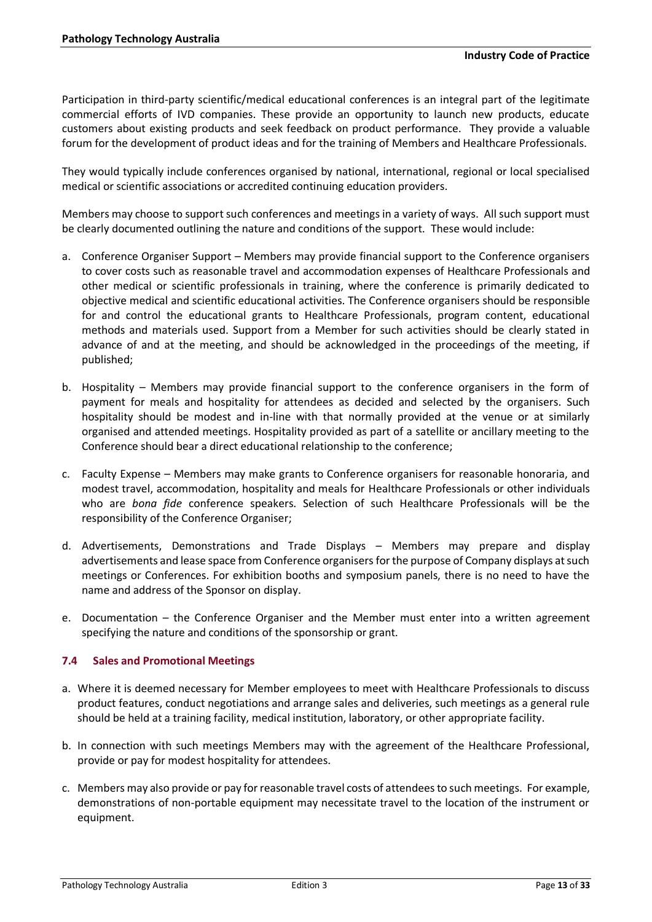Participation in third-party scientific/medical educational conferences is an integral part of the legitimate commercial efforts of IVD companies. These provide an opportunity to launch new products, educate customers about existing products and seek feedback on product performance. They provide a valuable forum for the development of product ideas and for the training of Members and Healthcare Professionals.

They would typically include conferences organised by national, international, regional or local specialised medical or scientific associations or accredited continuing education providers.

Members may choose to support such conferences and meetings in a variety of ways. All such support must be clearly documented outlining the nature and conditions of the support. These would include:

a. Conference Organiser Support – Members may provide financial support to the Conference organisers to cover costs such as reasonable travel and accommodation expenses of Healthcare Professionals and other medical or scientific professionals in training, where the conference is primarily dedicated to objective medical and scientific educational activities. The Conference organisers should be responsible for and control the educational grants to Healthcare Professionals, program content, educational methods and materials used. Support from a Member for such activities should be clearly stated in advance of and at the meeting, and should be acknowledged in the proceedings of the meeting, if published;

b. Hospitality – Members may provide financial support to the conference organisers in the form of payment for meals and hospitality for attendees as decided and selected by the organisers. Such hospitality should be modest and in-line with that normally provided at the venue or at similarly organised and attended meetings. Hospitality provided as part of a satellite or ancillary meeting to the Conference should bear a direct educational relationship to the conference;

c. Faculty Expense – Members may make grants to Conference organisers for reasonable honoraria, and modest travel, accommodation, hospitality and meals for Healthcare Professionals or other individuals who are *bona fide* conference speakers. Selection of such Healthcare Professionals will be the responsibility of the Conference Organiser;

d. Advertisements, Demonstrations and Trade Displays – Members may prepare and display advertisements and lease space from Conference organisers for the purpose of Company displays at such meetings or Conferences. For exhibition booths and symposium panels, there is no need to have the name and address of the Sponsor on display.

e. Documentation – the Conference Organiser and the Member must enter into a written agreement specifying the nature and conditions of the sponsorship or grant.

### 7.4 Sales and Promotional Meetings

a. Where it is deemed necessary for Member employees to meet with Healthcare Professionals to discuss product features, conduct negotiations and arrange sales and deliveries, such meetings as a general rule should be held at a training facility, medical institution, laboratory, or other appropriate facility.

b. In connection with such meetings Members may with the agreement of the Healthcare Professional, provide or pay for modest hospitality for attendees.

c. Members may also provide or pay for reasonable travel costs of attendees to such meetings. For example, demonstrations of non-portable equipment may necessitate travel to the location of the instrument or equipment.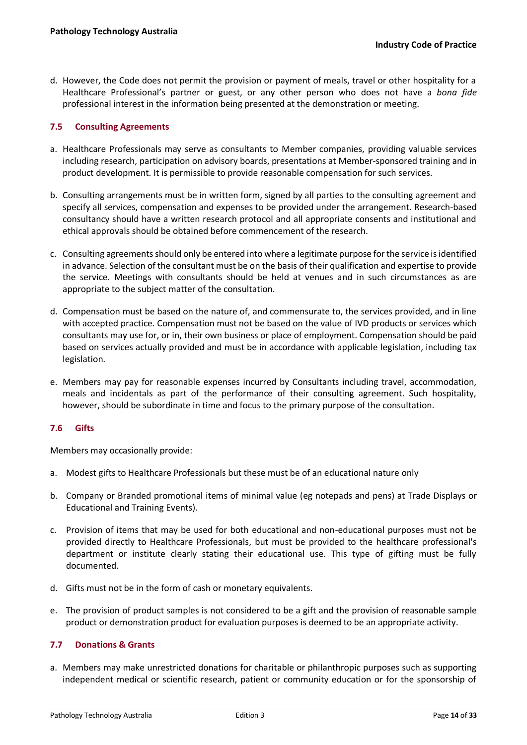d. However, the Code does not permit the provision or payment of meals, travel or other hospitality for a Healthcare Professional's partner or guest, or any other person who does not have a *bona fide* professional interest in the information being presented at the demonstration or meeting.

### 7.5 Consulting Agreements

a. Healthcare Professionals may serve as consultants to Member companies, providing valuable services including research, participation on advisory boards, presentations at Member-sponsored training and in product development. It is permissible to provide reasonable compensation for such services.

b. Consulting arrangements must be in written form, signed by all parties to the consulting agreement and specify all services, compensation and expenses to be provided under the arrangement. Research-based consultancy should have a written research protocol and all appropriate consents and institutional and ethical approvals should be obtained before commencement of the research.

c. Consulting agreements should only be entered into where a legitimate purpose for the service is identified in advance. Selection of the consultant must be on the basis of their qualification and expertise to provide the service. Meetings with consultants should be held at venues and in such circumstances as are appropriate to the subject matter of the consultation.

d. Compensation must be based on the nature of, and commensurate to, the services provided, and in line with accepted practice. Compensation must not be based on the value of IVD products or services which consultants may use for, or in, their own business or place of employment. Compensation should be paid based on services actually provided and must be in accordance with applicable legislation, including tax legislation.

e. Members may pay for reasonable expenses incurred by Consultants including travel, accommodation, meals and incidentals as part of the performance of their consulting agreement. Such hospitality, however, should be subordinate in time and focus to the primary purpose of the consultation.

### 7.6 Gifts

Members may occasionally provide:

a. Modest gifts to Healthcare Professionals but these must be of an educational nature only

b. Company or Branded promotional items of minimal value (eg notepads and pens) at Trade Displays or Educational and Training Events).

c. Provision of items that may be used for both educational and non-educational purposes must not be provided directly to Healthcare Professionals, but must be provided to the healthcare professional's department or institute clearly stating their educational use. This type of gifting must be fully documented.

d. Gifts must not be in the form of cash or monetary equivalents.

e. The provision of product samples is not considered to be a gift and the provision of reasonable sample product or demonstration product for evaluation purposes is deemed to be an appropriate activity.

### 7.7 Donations & Grants

a. Members may make unrestricted donations for charitable or philanthropic purposes such as supporting independent medical or scientific research, patient or community education or for the sponsorship of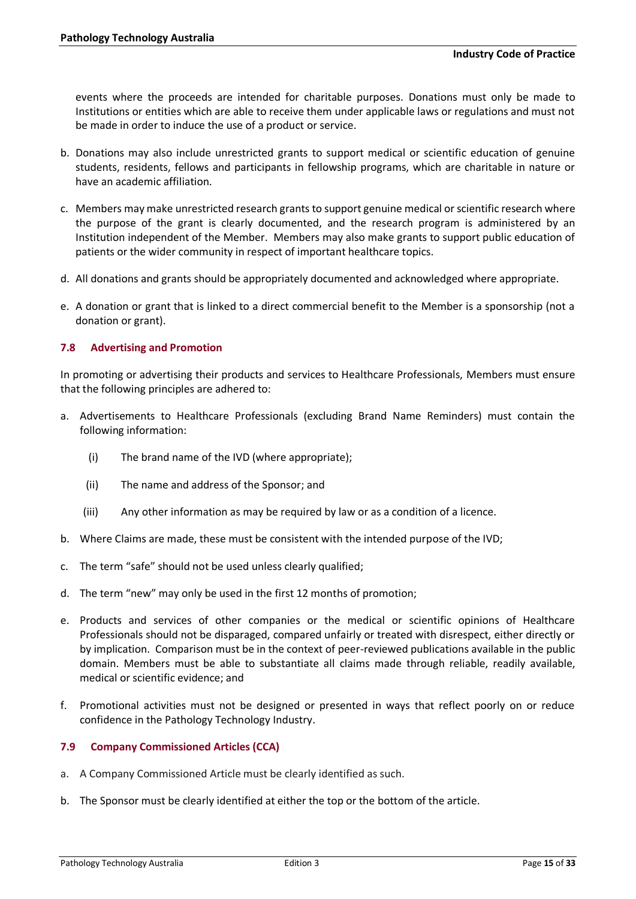events where the proceeds are intended for charitable purposes. Donations must only be made to Institutions or entities which are able to receive them under applicable laws or regulations and must not be made in order to induce the use of a product or service.

b. Donations may also include unrestricted grants to support medical or scientific education of genuine students, residents, fellows and participants in fellowship programs, which are charitable in nature or have an academic affiliation.

c. Members may make unrestricted research grants to support genuine medical or scientific research where the purpose of the grant is clearly documented, and the research program is administered by an Institution independent of the Member. Members may also make grants to support public education of patients or the wider community in respect of important healthcare topics.

d. All donations and grants should be appropriately documented and acknowledged where appropriate.

e. A donation or grant that is linked to a direct commercial benefit to the Member is a sponsorship (not a donation or grant).

### 7.8 Advertising and Promotion

In promoting or advertising their products and services to Healthcare Professionals, Members must ensure that the following principles are adhered to:

a. Advertisements to Healthcare Professionals (excluding Brand Name Reminders) must contain the following information:

   (i) The brand name of the IVD (where appropriate);

   (ii) The name and address of the Sponsor; and

   (iii) Any other information as may be required by law or as a condition of a licence.

b. Where Claims are made, these must be consistent with the intended purpose of the IVD;

c. The term "safe" should not be used unless clearly qualified;

d. The term "new" may only be used in the first 12 months of promotion;

e. Products and services of other companies or the medical or scientific opinions of Healthcare Professionals should not be disparaged, compared unfairly or treated with disrespect, either directly or by implication. Comparison must be in the context of peer-reviewed publications available in the public domain. Members must be able to substantiate all claims made through reliable, readily available, medical or scientific evidence; and

f. Promotional activities must not be designed or presented in ways that reflect poorly on or reduce confidence in the Pathology Technology Industry.

### 7.9 Company Commissioned Articles (CCA)

a. A Company Commissioned Article must be clearly identified as such.

b. The Sponsor must be clearly identified at either the top or the bottom of the article.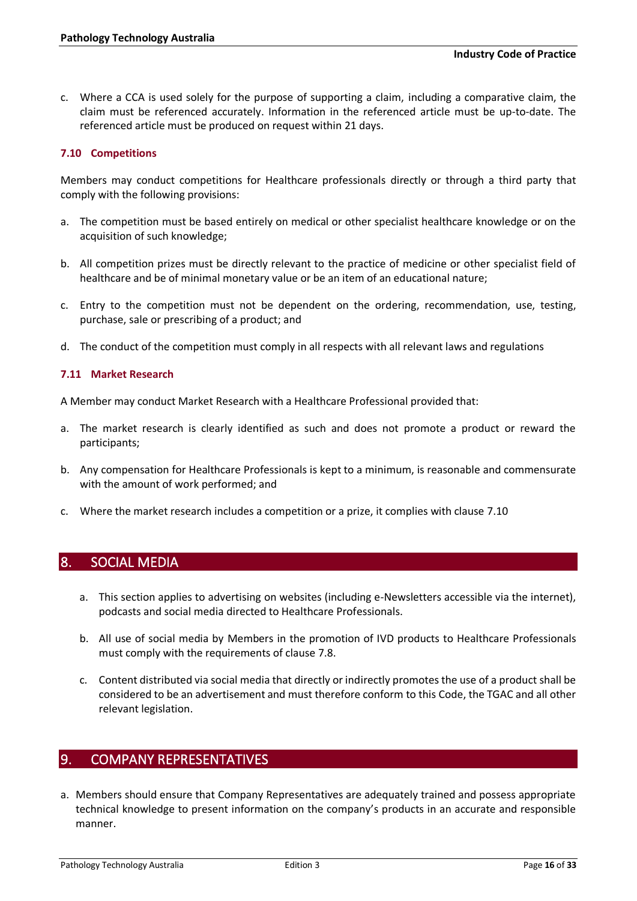c. Where a CCA is used solely for the purpose of supporting a claim, including a comparative claim, the claim must be referenced accurately. Information in the referenced article must be up-to-date. The referenced article must be produced on request within 21 days.

### 7.10 Competitions

Members may conduct competitions for Healthcare professionals directly or through a third party that comply with the following provisions:

a. The competition must be based entirely on medical or other specialist healthcare knowledge or on the acquisition of such knowledge;

b. All competition prizes must be directly relevant to the practice of medicine or other specialist field of healthcare and be of minimal monetary value or be an item of an educational nature;

c. Entry to the competition must not be dependent on the ordering, recommendation, use, testing, purchase, sale or prescribing of a product; and

d. The conduct of the competition must comply in all respects with all relevant laws and regulations

### 7.11 Market Research

A Member may conduct Market Research with a Healthcare Professional provided that:

a. The market research is clearly identified as such and does not promote a product or reward the participants;

b. Any compensation for Healthcare Professionals is kept to a minimum, is reasonable and commensurate with the amount of work performed; and

c. Where the market research includes a competition or a prize, it complies with clause 7.10

## 8. SOCIAL MEDIA

a. This section applies to advertising on websites (including e-Newsletters accessible via the internet), podcasts and social media directed to Healthcare Professionals.

b. All use of social media by Members in the promotion of IVD products to Healthcare Professionals must comply with the requirements of clause 7.8.

c. Content distributed via social media that directly or indirectly promotes the use of a product shall be considered to be an advertisement and must therefore conform to this Code, the TGAC and all other relevant legislation.

## 9. COMPANY REPRESENTATIVES

a. Members should ensure that Company Representatives are adequately trained and possess appropriate technical knowledge to present information on the company's products in an accurate and responsible manner.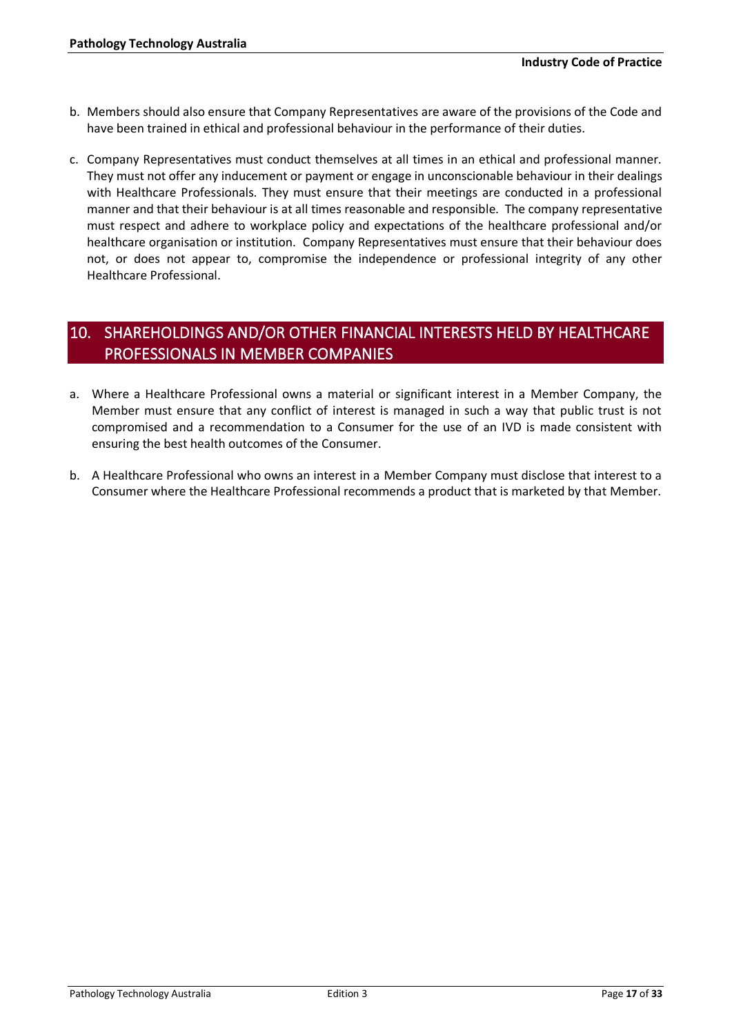b. Members should also ensure that Company Representatives are aware of the provisions of the Code and have been trained in ethical and professional behaviour in the performance of their duties.

c. Company Representatives must conduct themselves at all times in an ethical and professional manner. They must not offer any inducement or payment or engage in unconscionable behaviour in their dealings with Healthcare Professionals. They must ensure that their meetings are conducted in a professional manner and that their behaviour is at all times reasonable and responsible. The company representative must respect and adhere to workplace policy and expectations of the healthcare professional and/or healthcare organisation or institution. Company Representatives must ensure that their behaviour does not, or does not appear to, compromise the independence or professional integrity of any other Healthcare Professional.

## 10. SHAREHOLDINGS AND/OR OTHER FINANCIAL INTERESTS HELD BY HEALTHCARE PROFESSIONALS IN MEMBER COMPANIES

a. Where a Healthcare Professional owns a material or significant interest in a Member Company, the Member must ensure that any conflict of interest is managed in such a way that public trust is not compromised and a recommendation to a Consumer for the use of an IVD is made consistent with ensuring the best health outcomes of the Consumer.

b. A Healthcare Professional who owns an interest in a Member Company must disclose that interest to a Consumer where the Healthcare Professional recommends a product that is marketed by that Member.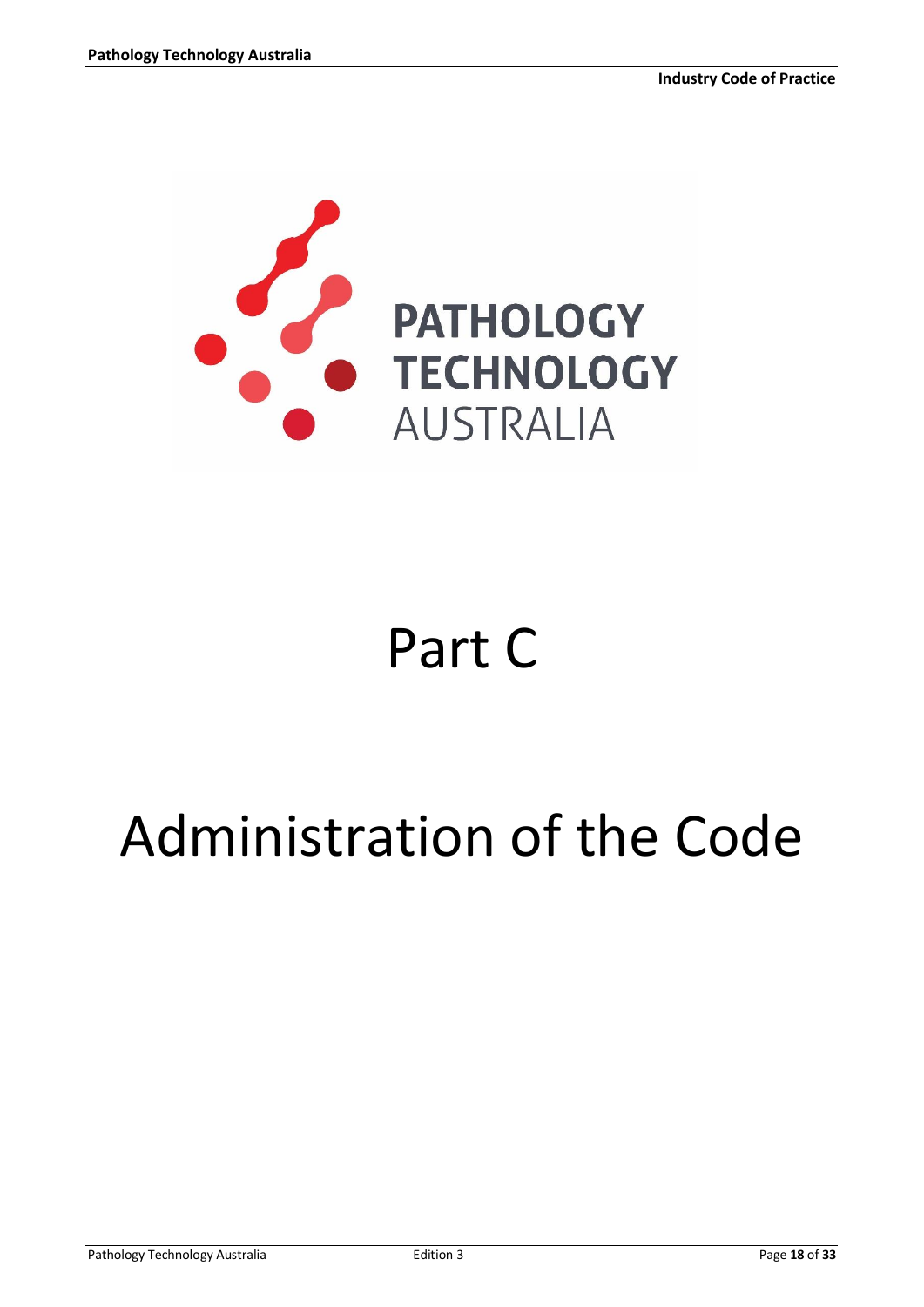# Part C

# Administration of the Code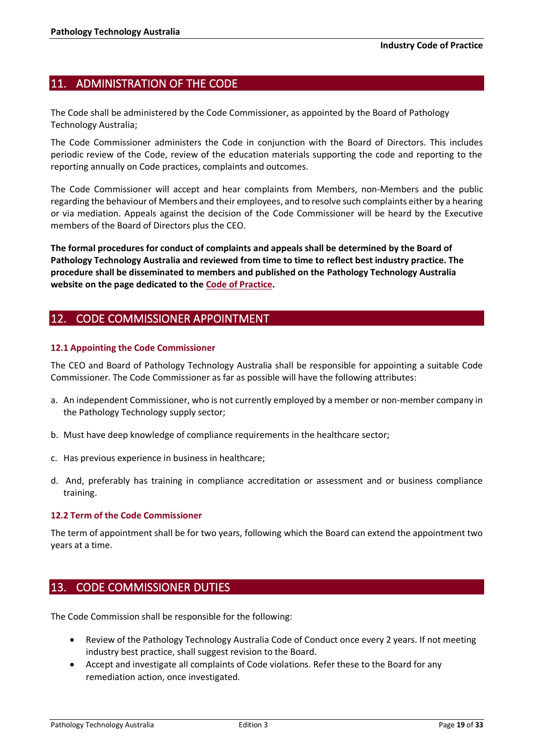## 11. ADMINISTRATION OF THE CODE

The Code shall be administered by the Code Commissioner, as appointed by the Board of Pathology Technology Australia;

The Code Commissioner administers the Code in conjunction with the Board of Directors. This includes periodic review of the Code, review of the education materials supporting the code and reporting to the reporting annually on Code practices, complaints and outcomes.

The Code Commissioner will accept and hear complaints from Members, non-Members and the public regarding the behaviour of Members and their employees, and to resolve such complaints either by a hearing or via mediation. Appeals against the decision of the Code Commissioner will be heard by the Executive members of the Board of Directors plus the CEO.

**The formal procedures for conduct of complaints and appeals shall be determined by the Board of Pathology Technology Australia and reviewed from time to time to reflect best industry practice. The procedure shall be disseminated to members and published on the Pathology Technology Australia website on the page dedicated to the Code of Practice.**

## 12. CODE COMMISSIONER APPOINTMENT

### 12.1 Appointing the Code Commissioner

The CEO and Board of Pathology Technology Australia shall be responsible for appointing a suitable Code Commissioner. The Code Commissioner as far as possible will have the following attributes:

a. An independent Commissioner, who is not currently employed by a member or non-member company in the Pathology Technology supply sector;

b. Must have deep knowledge of compliance requirements in the healthcare sector;

c. Has previous experience in business in healthcare;

d. And, preferably has training in compliance accreditation or assessment and or business compliance training.

### 12.2 Term of the Code Commissioner

The term of appointment shall be for two years, following which the Board can extend the appointment two years at a time.

## 13. CODE COMMISSIONER DUTIES

The Code Commission shall be responsible for the following:

- Review of the Pathology Technology Australia Code of Conduct once every 2 years. If not meeting industry best practice, shall suggest revision to the Board.
- Accept and investigate all complaints of Code violations. Refer these to the Board for any remediation action, once investigated.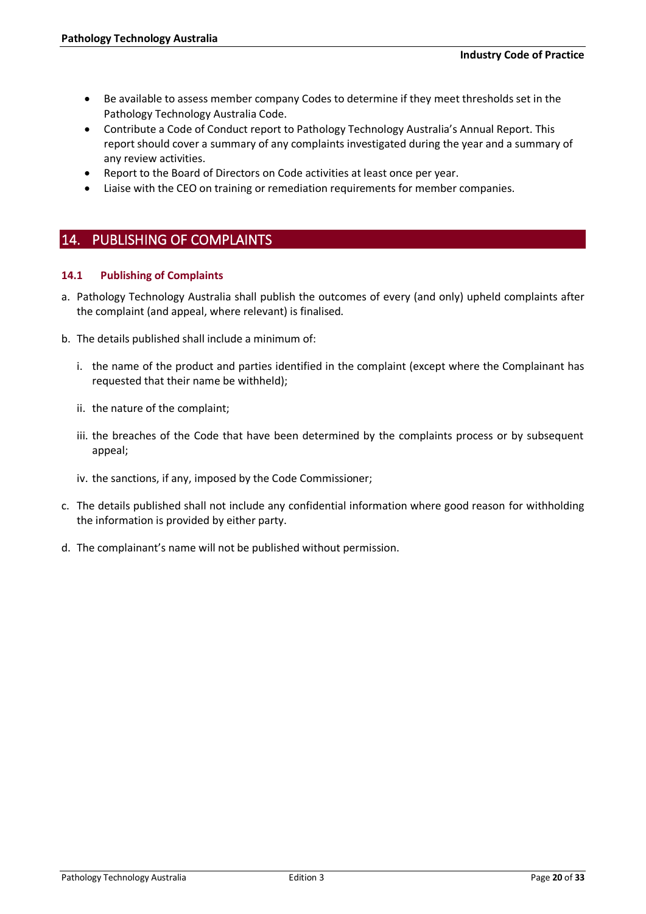- Be available to assess member company Codes to determine if they meet thresholds set in the Pathology Technology Australia Code.
- Contribute a Code of Conduct report to Pathology Technology Australia's Annual Report. This report should cover a summary of any complaints investigated during the year and a summary of any review activities.
- Report to the Board of Directors on Code activities at least once per year.
- Liaise with the CEO on training or remediation requirements for member companies.

## 14. PUBLISHING OF COMPLAINTS

### 14.1 Publishing of Complaints

a. Pathology Technology Australia shall publish the outcomes of every (and only) upheld complaints after the complaint (and appeal, where relevant) is finalised.

b. The details published shall include a minimum of:

   i. the name of the product and parties identified in the complaint (except where the Complainant has requested that their name be withheld);

   ii. the nature of the complaint;

   iii. the breaches of the Code that have been determined by the complaints process or by subsequent appeal;

   iv. the sanctions, if any, imposed by the Code Commissioner;

c. The details published shall not include any confidential information where good reason for withholding the information is provided by either party.

d. The complainant's name will not be published without permission.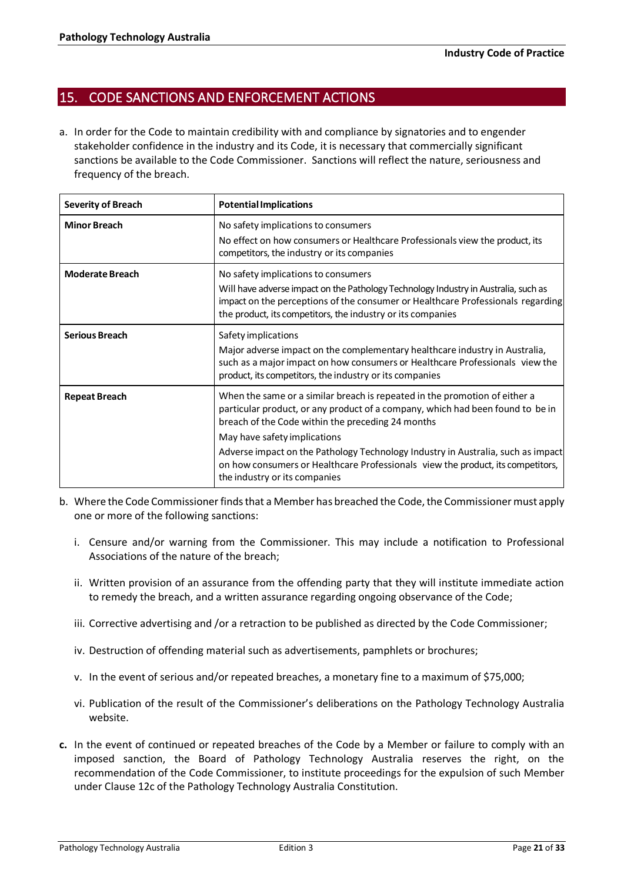## 15. CODE SANCTIONS AND ENFORCEMENT ACTIONS

a. In order for the Code to maintain credibility with and compliance by signatories and to engender stakeholder confidence in the industry and its Code, it is necessary that commercially significant sanctions be available to the Code Commissioner. Sanctions will reflect the nature, seriousness and frequency of the breach.

| Severity of Breach | Potential Implications |
| --- | --- |
| **Minor Breach** | No safety implications to consumers<br>No effect on how consumers or Healthcare Professionals view the product, its competitors, the industry or its companies |
| **Moderate Breach** | No safety implications to consumers<br>Will have adverse impact on the Pathology Technology Industry in Australia, such as impact on the perceptions of the consumer or Healthcare Professionals regarding the product, its competitors, the industry or its companies |
| **Serious Breach** | Safety implications<br>Major adverse impact on the complementary healthcare industry in Australia, such as a major impact on how consumers or Healthcare Professionals view the product, its competitors, the industry or its companies |
| **Repeat Breach** | When the same or a similar breach is repeated in the promotion of either a particular product, or any product of a company, which had been found to be in breach of the Code within the preceding 24 months<br>May have safety implications<br>Adverse impact on the Pathology Technology Industry in Australia, such as impact on how consumers or Healthcare Professionals view the product, its competitors, the industry or its companies |

b. Where the Code Commissioner finds that a Member has breached the Code, the Commissioner must apply one or more of the following sanctions:

   i. Censure and/or warning from the Commissioner. This may include a notification to Professional Associations of the nature of the breach;

   ii. Written provision of an assurance from the offending party that they will institute immediate action to remedy the breach, and a written assurance regarding ongoing observance of the Code;

   iii. Corrective advertising and /or a retraction to be published as directed by the Code Commissioner;

   iv. Destruction of offending material such as advertisements, pamphlets or brochures;

   v. In the event of serious and/or repeated breaches, a monetary fine to a maximum of $75,000;

   vi. Publication of the result of the Commissioner's deliberations on the Pathology Technology Australia website.

**c.** In the event of continued or repeated breaches of the Code by a Member or failure to comply with an imposed sanction, the Board of Pathology Technology Australia reserves the right, on the recommendation of the Code Commissioner, to institute proceedings for the expulsion of such Member under Clause 12c of the Pathology Technology Australia Constitution.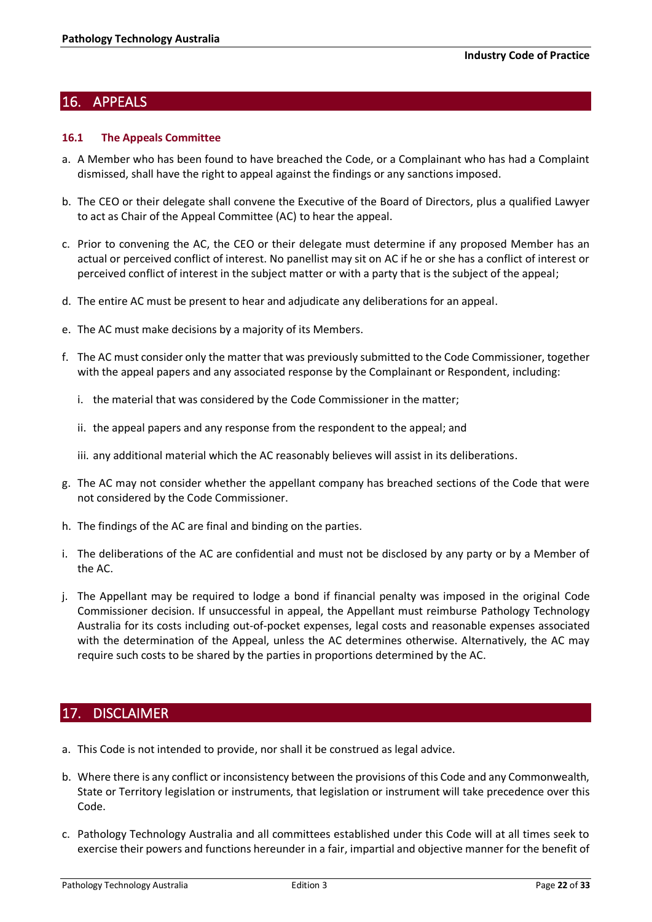## 16. APPEALS

### 16.1 The Appeals Committee

a. A Member who has been found to have breached the Code, or a Complainant who has had a Complaint dismissed, shall have the right to appeal against the findings or any sanctions imposed.

b. The CEO or their delegate shall convene the Executive of the Board of Directors, plus a qualified Lawyer to act as Chair of the Appeal Committee (AC) to hear the appeal.

c. Prior to convening the AC, the CEO or their delegate must determine if any proposed Member has an actual or perceived conflict of interest. No panellist may sit on AC if he or she has a conflict of interest or perceived conflict of interest in the subject matter or with a party that is the subject of the appeal;

d. The entire AC must be present to hear and adjudicate any deliberations for an appeal.

e. The AC must make decisions by a majority of its Members.

f. The AC must consider only the matter that was previously submitted to the Code Commissioner, together with the appeal papers and any associated response by the Complainant or Respondent, including:

   i. the material that was considered by the Code Commissioner in the matter;

   ii. the appeal papers and any response from the respondent to the appeal; and

   iii. any additional material which the AC reasonably believes will assist in its deliberations.

g. The AC may not consider whether the appellant company has breached sections of the Code that were not considered by the Code Commissioner.

h. The findings of the AC are final and binding on the parties.

i. The deliberations of the AC are confidential and must not be disclosed by any party or by a Member of the AC.

j. The Appellant may be required to lodge a bond if financial penalty was imposed in the original Code Commissioner decision. If unsuccessful in appeal, the Appellant must reimburse Pathology Technology Australia for its costs including out-of-pocket expenses, legal costs and reasonable expenses associated with the determination of the Appeal, unless the AC determines otherwise. Alternatively, the AC may require such costs to be shared by the parties in proportions determined by the AC.

## 17. DISCLAIMER

a. This Code is not intended to provide, nor shall it be construed as legal advice.

b. Where there is any conflict or inconsistency between the provisions of this Code and any Commonwealth, State or Territory legislation or instruments, that legislation or instrument will take precedence over this Code.

c. Pathology Technology Australia and all committees established under this Code will at all times seek to exercise their powers and functions hereunder in a fair, impartial and objective manner for the benefit of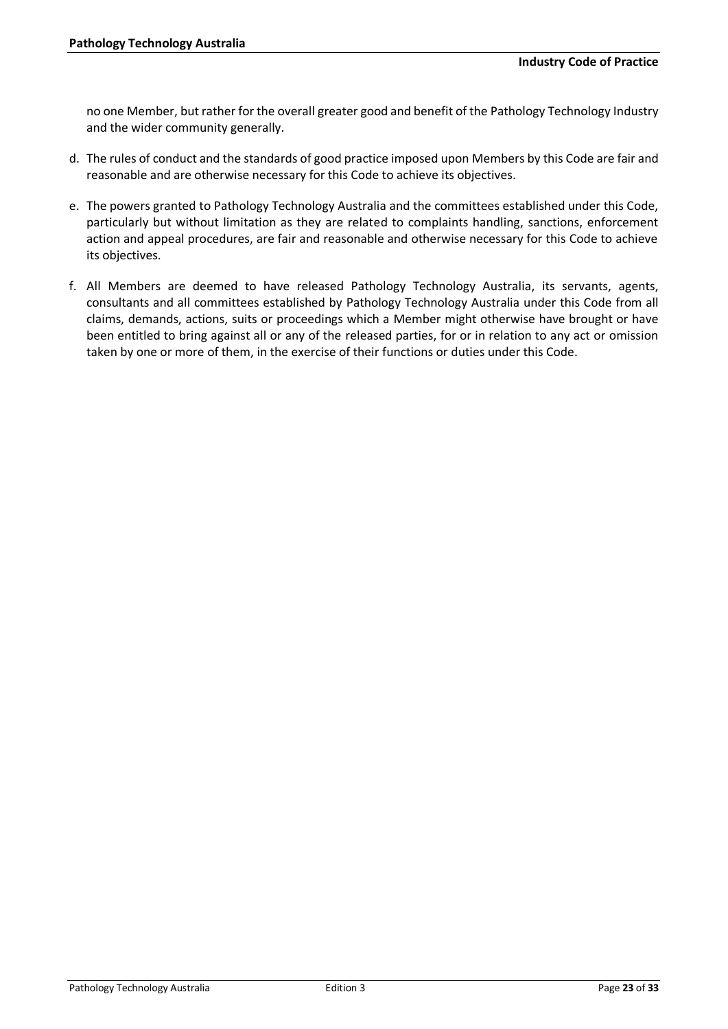no one Member, but rather for the overall greater good and benefit of the Pathology Technology Industry and the wider community generally.

d. The rules of conduct and the standards of good practice imposed upon Members by this Code are fair and reasonable and are otherwise necessary for this Code to achieve its objectives.

e. The powers granted to Pathology Technology Australia and the committees established under this Code, particularly but without limitation as they are related to complaints handling, sanctions, enforcement action and appeal procedures, are fair and reasonable and otherwise necessary for this Code to achieve its objectives.

f. All Members are deemed to have released Pathology Technology Australia, its servants, agents, consultants and all committees established by Pathology Technology Australia under this Code from all claims, demands, actions, suits or proceedings which a Member might otherwise have brought or have been entitled to bring against all or any of the released parties, for or in relation to any act or omission taken by one or more of them, in the exercise of their functions or duties under this Code.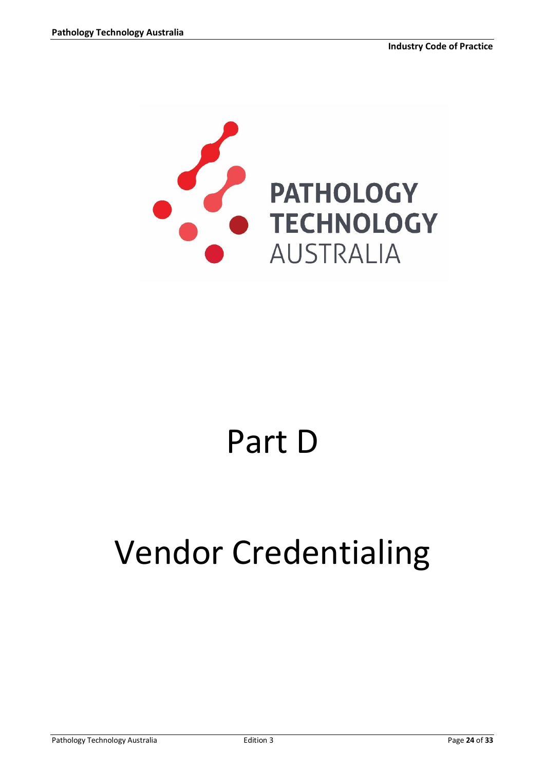# Part D

# Vendor Credentialing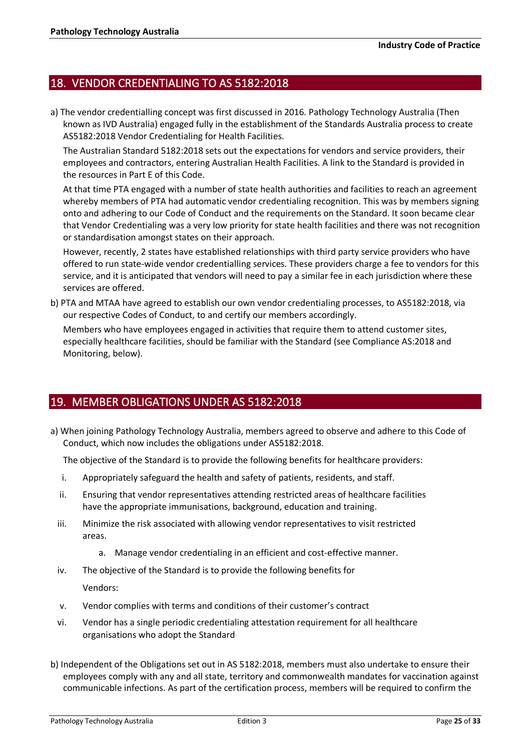## 18. VENDOR CREDENTIALING TO AS 5182:2018

a) The vendor credentialling concept was first discussed in 2016. Pathology Technology Australia (Then known as IVD Australia) engaged fully in the establishment of the Standards Australia process to create AS5182:2018 Vendor Credentialing for Health Facilities.

The Australian Standard 5182:2018 sets out the expectations for vendors and service providers, their employees and contractors, entering Australian Health Facilities. A link to the Standard is provided in the resources in Part E of this Code.

At that time PTA engaged with a number of state health authorities and facilities to reach an agreement whereby members of PTA had automatic vendor credentialing recognition. This was by members signing onto and adhering to our Code of Conduct and the requirements on the Standard. It soon became clear that Vendor Credentialing was a very low priority for state health facilities and there was not recognition or standardisation amongst states on their approach.

However, recently, 2 states have established relationships with third party service providers who have offered to run state-wide vendor credentialling services. These providers charge a fee to vendors for this service, and it is anticipated that vendors will need to pay a similar fee in each jurisdiction where these services are offered.

b) PTA and MTAA have agreed to establish our own vendor credentialing processes, to AS5182:2018, via our respective Codes of Conduct, to and certify our members accordingly.

Members who have employees engaged in activities that require them to attend customer sites, especially healthcare facilities, should be familiar with the Standard (see Compliance AS:2018 and Monitoring, below).

## 19. MEMBER OBLIGATIONS UNDER AS 5182:2018

a) When joining Pathology Technology Australia, members agreed to observe and adhere to this Code of Conduct, which now includes the obligations under AS5182:2018.

The objective of the Standard is to provide the following benefits for healthcare providers:

i. Appropriately safeguard the health and safety of patients, residents, and staff.

ii. Ensuring that vendor representatives attending restricted areas of healthcare facilities have the appropriate immunisations, background, education and training.

iii. Minimize the risk associated with allowing vendor representatives to visit restricted areas.

   a. Manage vendor credentialing in an efficient and cost-effective manner.

iv. The objective of the Standard is to provide the following benefits for

   Vendors:

v. Vendor complies with terms and conditions of their customer's contract

vi. Vendor has a single periodic credentialing attestation requirement for all healthcare organisations who adopt the Standard

b) Independent of the Obligations set out in AS 5182:2018, members must also undertake to ensure their employees comply with any and all state, territory and commonwealth mandates for vaccination against communicable infections. As part of the certification process, members will be required to confirm the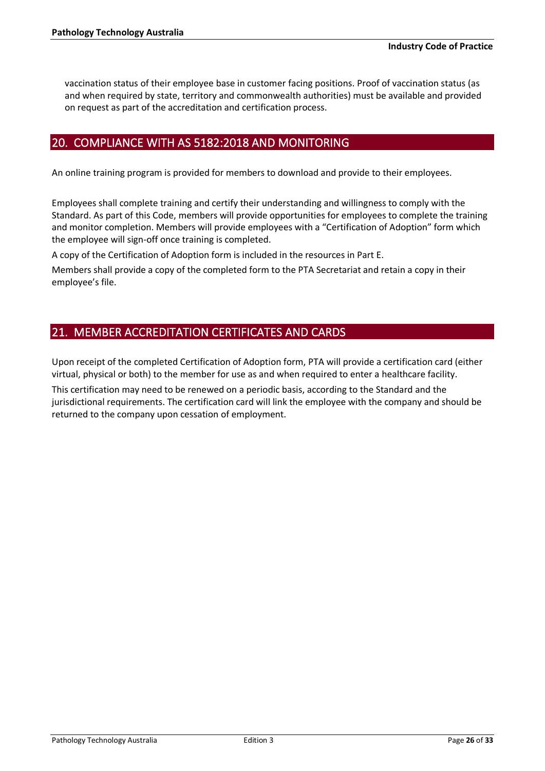vaccination status of their employee base in customer facing positions. Proof of vaccination status (as and when required by state, territory and commonwealth authorities) must be available and provided on request as part of the accreditation and certification process.

## 20. COMPLIANCE WITH AS 5182:2018 AND MONITORING

An online training program is provided for members to download and provide to their employees.

Employees shall complete training and certify their understanding and willingness to comply with the Standard. As part of this Code, members will provide opportunities for employees to complete the training and monitor completion. Members will provide employees with a "Certification of Adoption" form which the employee will sign-off once training is completed.

A copy of the Certification of Adoption form is included in the resources in Part E.

Members shall provide a copy of the completed form to the PTA Secretariat and retain a copy in their employee's file.

## 21. MEMBER ACCREDITATION CERTIFICATES AND CARDS

Upon receipt of the completed Certification of Adoption form, PTA will provide a certification card (either virtual, physical or both) to the member for use as and when required to enter a healthcare facility.

This certification may need to be renewed on a periodic basis, according to the Standard and the jurisdictional requirements. The certification card will link the employee with the company and should be returned to the company upon cessation of employment.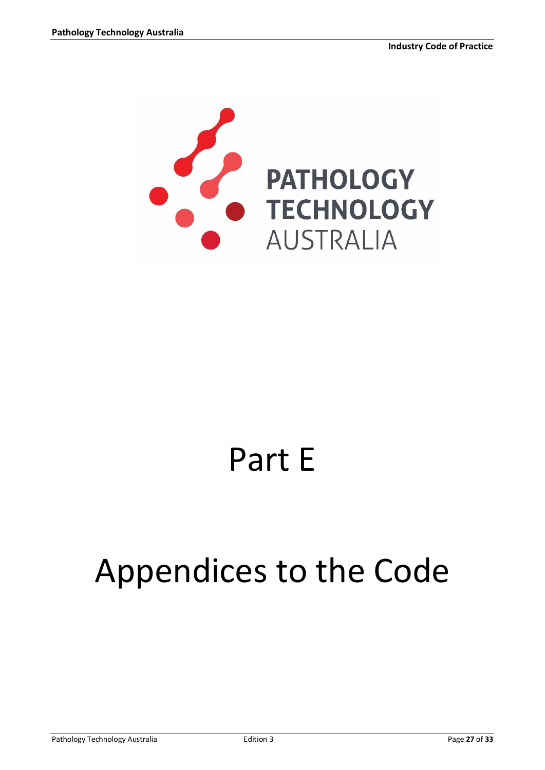# Part E

# Appendices to the Code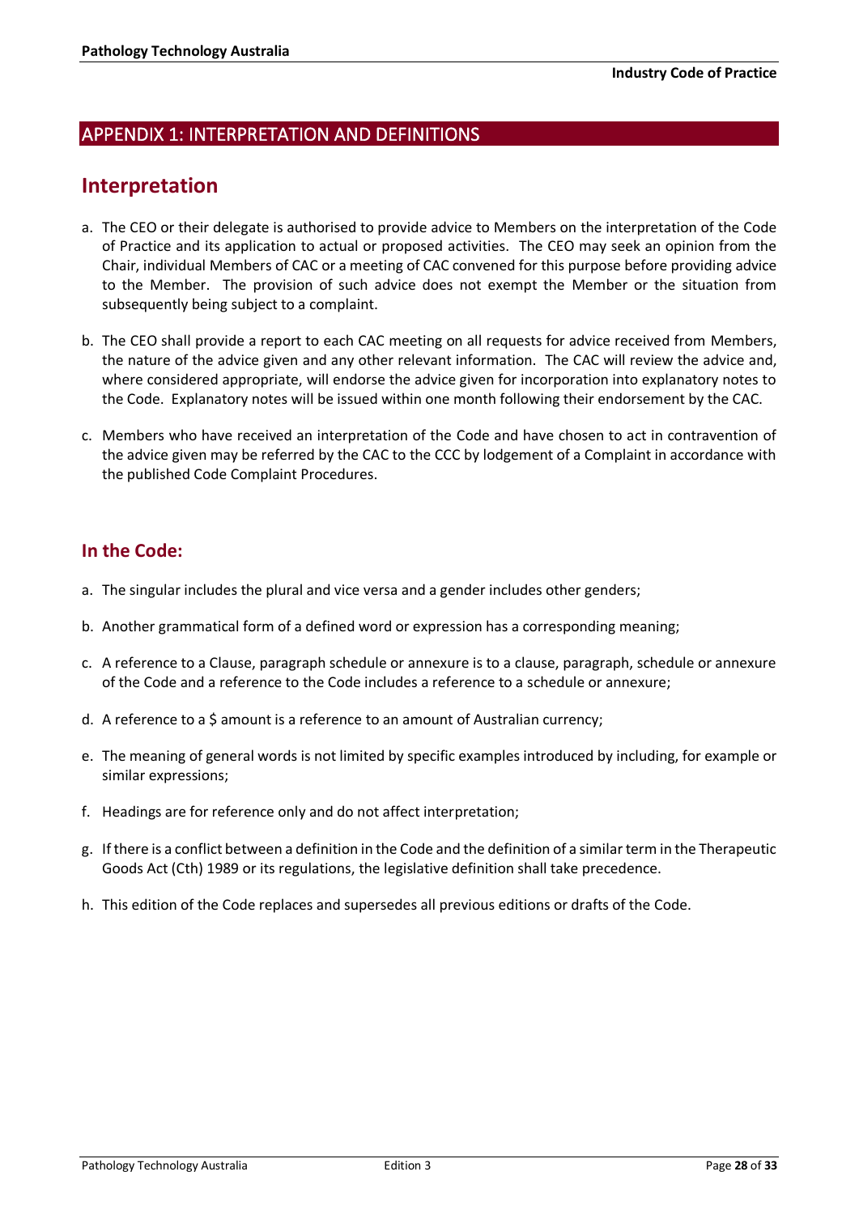## APPENDIX 1: INTERPRETATION AND DEFINITIONS

# Interpretation

a. The CEO or their delegate is authorised to provide advice to Members on the interpretation of the Code of Practice and its application to actual or proposed activities. The CEO may seek an opinion from the Chair, individual Members of CAC or a meeting of CAC convened for this purpose before providing advice to the Member. The provision of such advice does not exempt the Member or the situation from subsequently being subject to a complaint.

b. The CEO shall provide a report to each CAC meeting on all requests for advice received from Members, the nature of the advice given and any other relevant information. The CAC will review the advice and, where considered appropriate, will endorse the advice given for incorporation into explanatory notes to the Code. Explanatory notes will be issued within one month following their endorsement by the CAC.

c. Members who have received an interpretation of the Code and have chosen to act in contravention of the advice given may be referred by the CAC to the CCC by lodgement of a Complaint in accordance with the published Code Complaint Procedures.

## In the Code:

a. The singular includes the plural and vice versa and a gender includes other genders;

b. Another grammatical form of a defined word or expression has a corresponding meaning;

c. A reference to a Clause, paragraph schedule or annexure is to a clause, paragraph, schedule or annexure of the Code and a reference to the Code includes a reference to a schedule or annexure;

d. A reference to a $ amount is a reference to an amount of Australian currency;

e. The meaning of general words is not limited by specific examples introduced by including, for example or similar expressions;

f. Headings are for reference only and do not affect interpretation;

g. If there is a conflict between a definition in the Code and the definition of a similar term in the Therapeutic Goods Act (Cth) 1989 or its regulations, the legislative definition shall take precedence.

h. This edition of the Code replaces and supersedes all previous editions or drafts of the Code.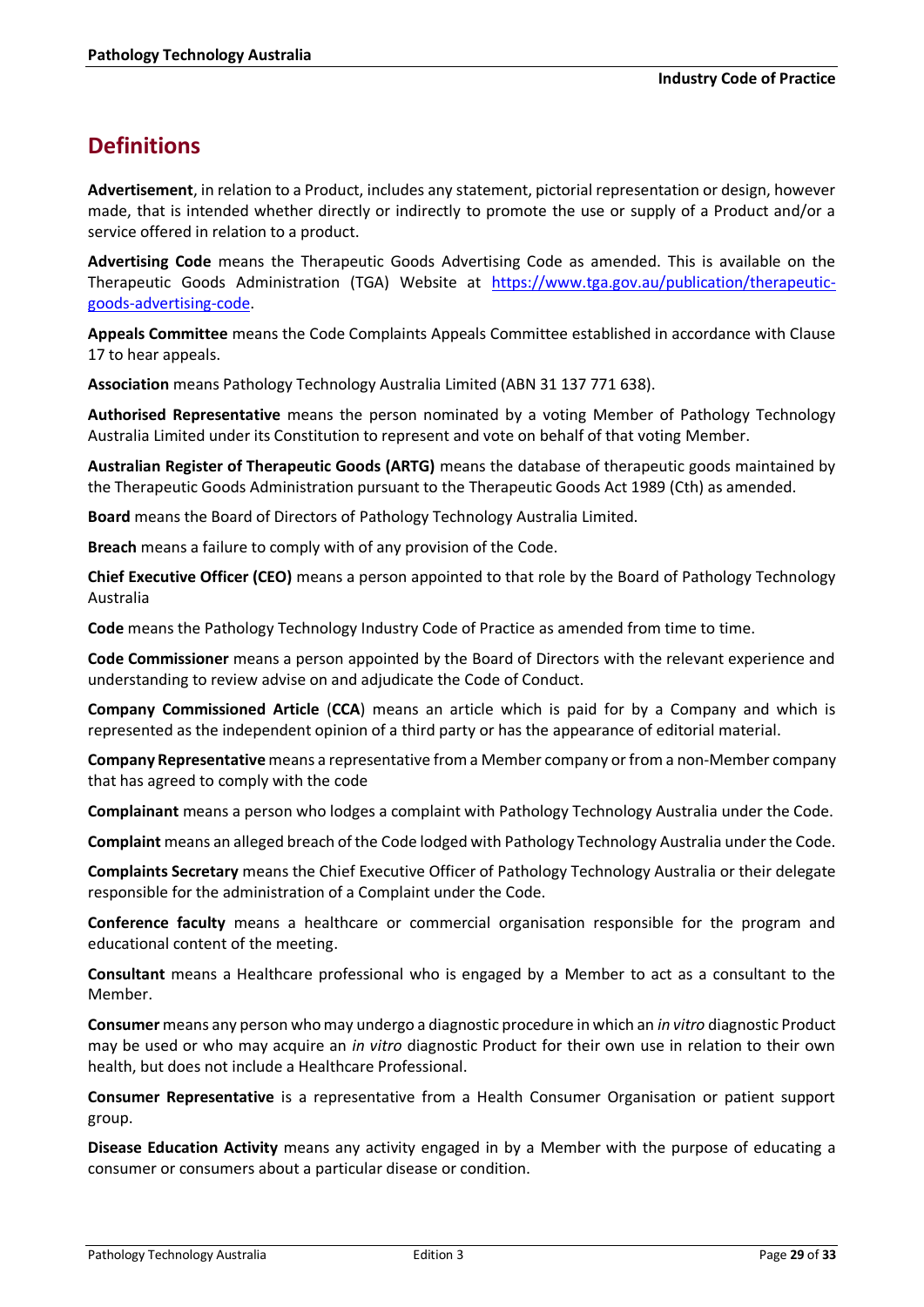## Definitions

**Advertisement**, in relation to a Product, includes any statement, pictorial representation or design, however made, that is intended whether directly or indirectly to promote the use or supply of a Product and/or a service offered in relation to a product.

**Advertising Code** means the Therapeutic Goods Advertising Code as amended. This is available on the Therapeutic Goods Administration (TGA) Website at [https://www.tga.gov.au/publication/therapeutic-goods-advertising-code](https://www.tga.gov.au/publication/therapeutic-goods-advertising-code).

**Appeals Committee** means the Code Complaints Appeals Committee established in accordance with Clause 17 to hear appeals.

**Association** means Pathology Technology Australia Limited (ABN 31 137 771 638).

**Authorised Representative** means the person nominated by a voting Member of Pathology Technology Australia Limited under its Constitution to represent and vote on behalf of that voting Member.

**Australian Register of Therapeutic Goods (ARTG)** means the database of therapeutic goods maintained by the Therapeutic Goods Administration pursuant to the Therapeutic Goods Act 1989 (Cth) as amended.

**Board** means the Board of Directors of Pathology Technology Australia Limited.

**Breach** means a failure to comply with of any provision of the Code.

**Chief Executive Officer (CEO)** means a person appointed to that role by the Board of Pathology Technology Australia

**Code** means the Pathology Technology Industry Code of Practice as amended from time to time.

**Code Commissioner** means a person appointed by the Board of Directors with the relevant experience and understanding to review advise on and adjudicate the Code of Conduct.

**Company Commissioned Article** (**CCA**) means an article which is paid for by a Company and which is represented as the independent opinion of a third party or has the appearance of editorial material.

**Company Representative** means a representative from a Member company or from a non-Member company that has agreed to comply with the code

**Complainant** means a person who lodges a complaint with Pathology Technology Australia under the Code.

**Complaint** means an alleged breach of the Code lodged with Pathology Technology Australia under the Code.

**Complaints Secretary** means the Chief Executive Officer of Pathology Technology Australia or their delegate responsible for the administration of a Complaint under the Code.

**Conference faculty** means a healthcare or commercial organisation responsible for the program and educational content of the meeting.

**Consultant** means a Healthcare professional who is engaged by a Member to act as a consultant to the Member.

**Consumer** means any person who may undergo a diagnostic procedure in which an *in vitro* diagnostic Product may be used or who may acquire an *in vitro* diagnostic Product for their own use in relation to their own health, but does not include a Healthcare Professional.

**Consumer Representative** is a representative from a Health Consumer Organisation or patient support group.

**Disease Education Activity** means any activity engaged in by a Member with the purpose of educating a consumer or consumers about a particular disease or condition.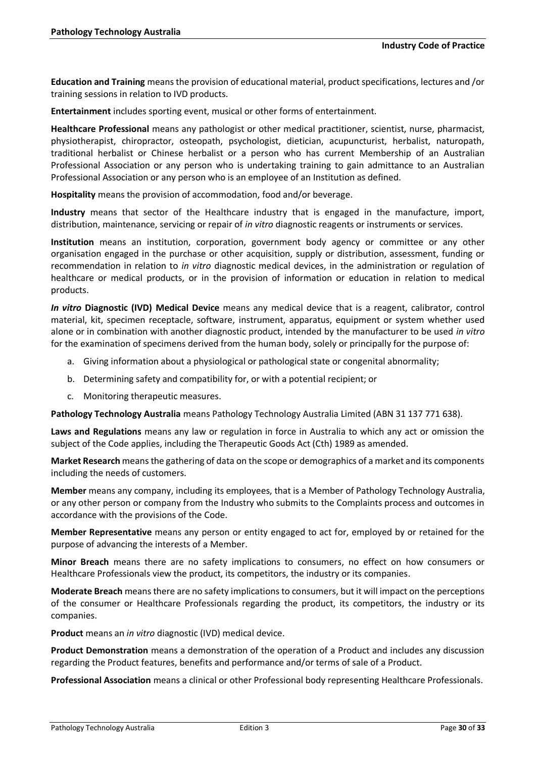**Education and Training** means the provision of educational material, product specifications, lectures and /or training sessions in relation to IVD products.

**Entertainment** includes sporting event, musical or other forms of entertainment.

**Healthcare Professional** means any pathologist or other medical practitioner, scientist, nurse, pharmacist, physiotherapist, chiropractor, osteopath, psychologist, dietician, acupuncturist, herbalist, naturopath, traditional herbalist or Chinese herbalist or a person who has current Membership of an Australian Professional Association or any person who is undertaking training to gain admittance to an Australian Professional Association or any person who is an employee of an Institution as defined.

**Hospitality** means the provision of accommodation, food and/or beverage.

**Industry** means that sector of the Healthcare industry that is engaged in the manufacture, import, distribution, maintenance, servicing or repair of *in vitro* diagnostic reagents or instruments or services.

**Institution** means an institution, corporation, government body agency or committee or any other organisation engaged in the purchase or other acquisition, supply or distribution, assessment, funding or recommendation in relation to *in vitro* diagnostic medical devices, in the administration or regulation of healthcare or medical products, or in the provision of information or education in relation to medical products.

***In vitro* Diagnostic (IVD) Medical Device** means any medical device that is a reagent, calibrator, control material, kit, specimen receptacle, software, instrument, apparatus, equipment or system whether used alone or in combination with another diagnostic product, intended by the manufacturer to be used *in vitro* for the examination of specimens derived from the human body, solely or principally for the purpose of:

a. Giving information about a physiological or pathological state or congenital abnormality;
b. Determining safety and compatibility for, or with a potential recipient; or
c. Monitoring therapeutic measures.

**Pathology Technology Australia** means Pathology Technology Australia Limited (ABN 31 137 771 638).

**Laws and Regulations** means any law or regulation in force in Australia to which any act or omission the subject of the Code applies, including the Therapeutic Goods Act (Cth) 1989 as amended.

**Market Research** means the gathering of data on the scope or demographics of a market and its components including the needs of customers.

**Member** means any company, including its employees, that is a Member of Pathology Technology Australia, or any other person or company from the Industry who submits to the Complaints process and outcomes in accordance with the provisions of the Code.

**Member Representative** means any person or entity engaged to act for, employed by or retained for the purpose of advancing the interests of a Member.

**Minor Breach** means there are no safety implications to consumers, no effect on how consumers or Healthcare Professionals view the product, its competitors, the industry or its companies.

**Moderate Breach** means there are no safety implications to consumers, but it will impact on the perceptions of the consumer or Healthcare Professionals regarding the product, its competitors, the industry or its companies.

**Product** means an *in vitro* diagnostic (IVD) medical device.

**Product Demonstration** means a demonstration of the operation of a Product and includes any discussion regarding the Product features, benefits and performance and/or terms of sale of a Product.

**Professional Association** means a clinical or other Professional body representing Healthcare Professionals.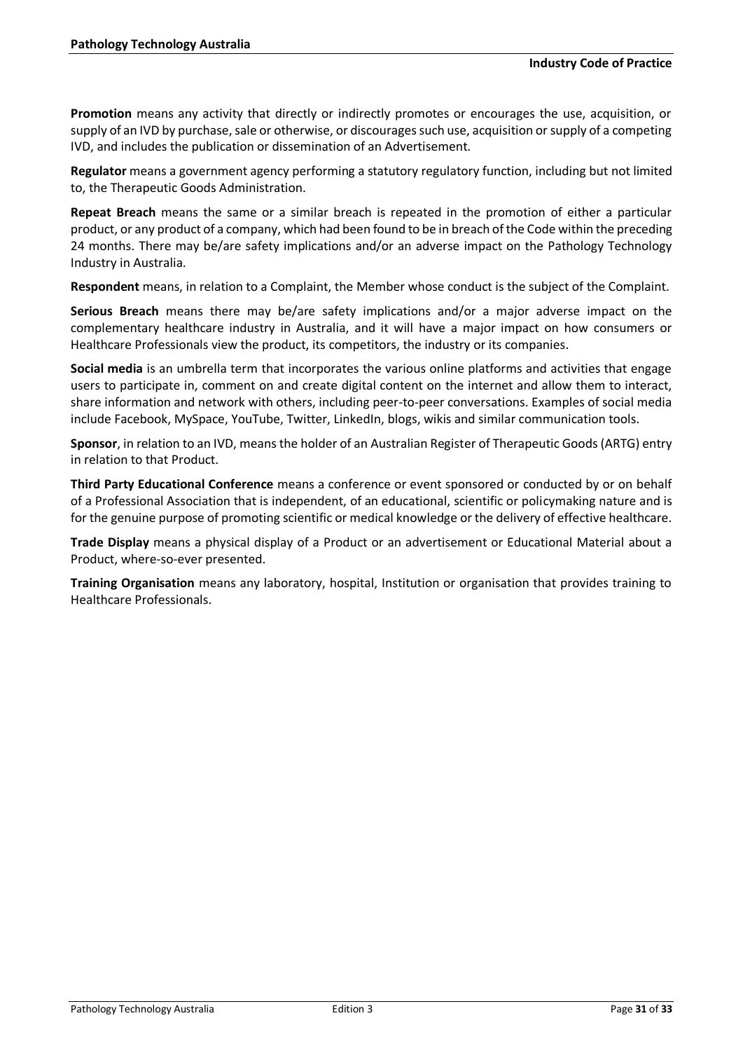**Promotion** means any activity that directly or indirectly promotes or encourages the use, acquisition, or supply of an IVD by purchase, sale or otherwise, or discourages such use, acquisition or supply of a competing IVD, and includes the publication or dissemination of an Advertisement.

**Regulator** means a government agency performing a statutory regulatory function, including but not limited to, the Therapeutic Goods Administration.

**Repeat Breach** means the same or a similar breach is repeated in the promotion of either a particular product, or any product of a company, which had been found to be in breach of the Code within the preceding 24 months. There may be/are safety implications and/or an adverse impact on the Pathology Technology Industry in Australia.

**Respondent** means, in relation to a Complaint, the Member whose conduct is the subject of the Complaint.

**Serious Breach** means there may be/are safety implications and/or a major adverse impact on the complementary healthcare industry in Australia, and it will have a major impact on how consumers or Healthcare Professionals view the product, its competitors, the industry or its companies.

**Social media** is an umbrella term that incorporates the various online platforms and activities that engage users to participate in, comment on and create digital content on the internet and allow them to interact, share information and network with others, including peer-to-peer conversations. Examples of social media include Facebook, MySpace, YouTube, Twitter, LinkedIn, blogs, wikis and similar communication tools.

**Sponsor**, in relation to an IVD, means the holder of an Australian Register of Therapeutic Goods (ARTG) entry in relation to that Product.

**Third Party Educational Conference** means a conference or event sponsored or conducted by or on behalf of a Professional Association that is independent, of an educational, scientific or policymaking nature and is for the genuine purpose of promoting scientific or medical knowledge or the delivery of effective healthcare.

**Trade Display** means a physical display of a Product or an advertisement or Educational Material about a Product, where-so-ever presented.

**Training Organisation** means any laboratory, hospital, Institution or organisation that provides training to Healthcare Professionals.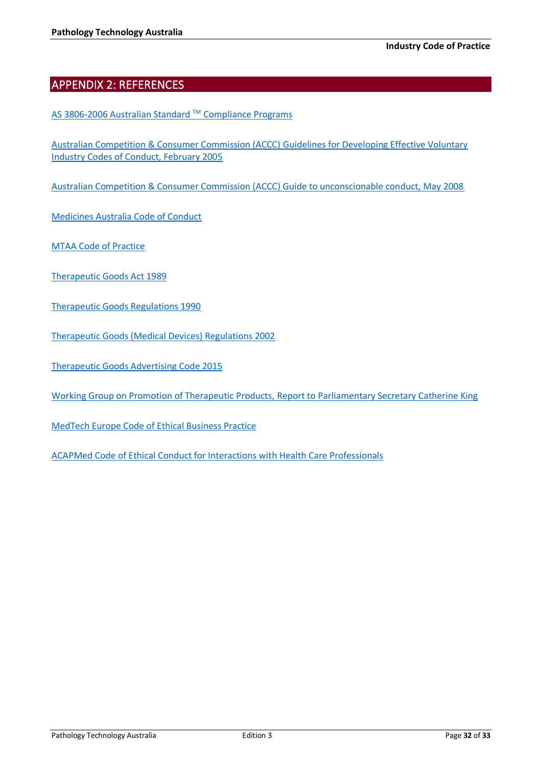# APPENDIX 2: REFERENCES

AS 3806-2006 Australian Standard ™ Compliance Programs

Australian Competition & Consumer Commission (ACCC) Guidelines for Developing Effective Voluntary Industry Codes of Conduct, February 2005

Australian Competition & Consumer Commission (ACCC) Guide to unconscionable conduct, May 2008

Medicines Australia Code of Conduct

MTAA Code of Practice

Therapeutic Goods Act 1989

Therapeutic Goods Regulations 1990

Therapeutic Goods (Medical Devices) Regulations 2002

Therapeutic Goods Advertising Code 2015

Working Group on Promotion of Therapeutic Products, Report to Parliamentary Secretary Catherine King

MedTech Europe Code of Ethical Business Practice

ACAPMed Code of Ethical Conduct for Interactions with Health Care Professionals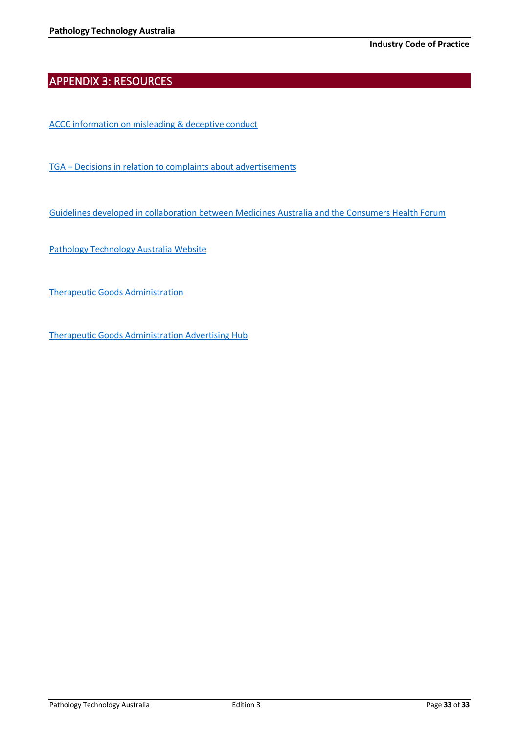# APPENDIX 3: RESOURCES

ACCC information on misleading & deceptive conduct

TGA – Decisions in relation to complaints about advertisements

Guidelines developed in collaboration between Medicines Australia and the Consumers Health Forum

Pathology Technology Australia Website

Therapeutic Goods Administration

Therapeutic Goods Administration Advertising Hub